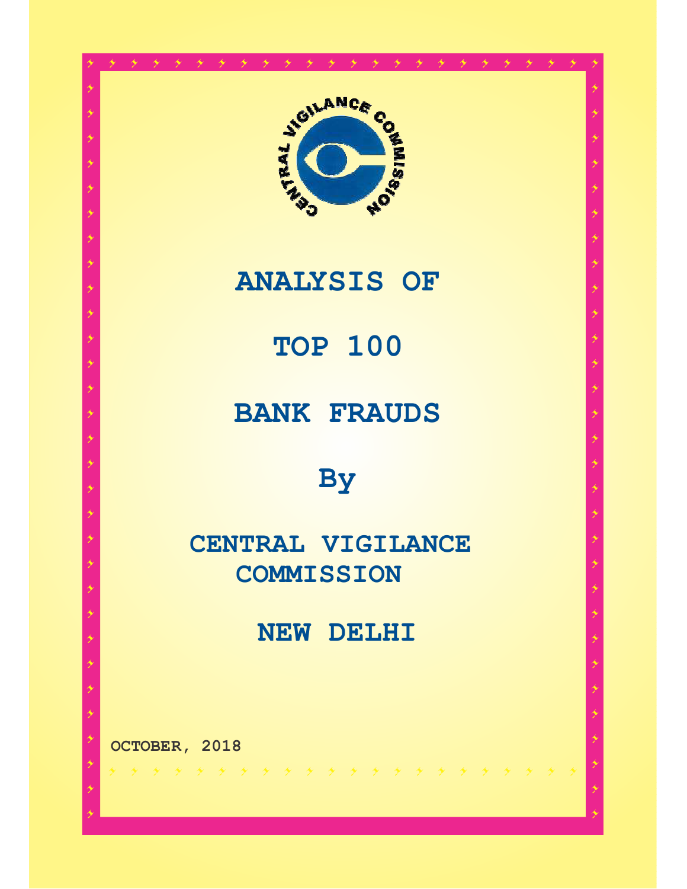# ANALYSIS OF

# TOP 100

# BANK FRAUDS

## By

## CENTRAL VIGILANCE COMMISSION

## NEW DELHI

**OCTOBER, 2018**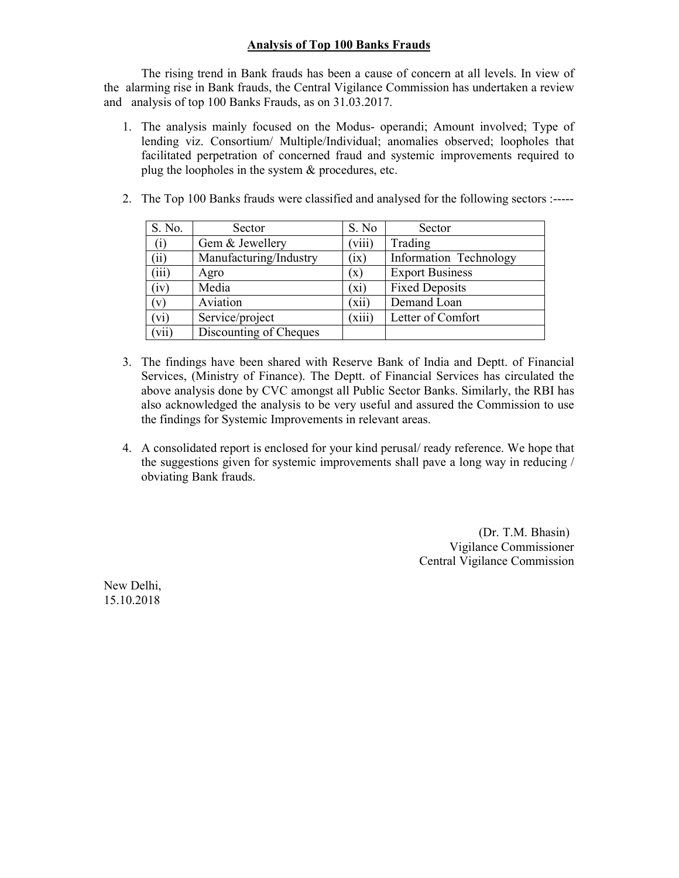# Analysis of Top 100 Banks Frauds

The rising trend in Bank frauds has been a cause of concern at all levels. In view of the alarming rise in Bank frauds, the Central Vigilance Commission has undertaken a review and analysis of top 100 Banks Frauds, as on 31.03.2017.

1. The analysis mainly focused on the Modus- operandi; Amount involved; Type of lending viz. Consortium/ Multiple/Individual; anomalies observed; loopholes that facilitated perpetration of concerned fraud and systemic improvements required to plug the loopholes in the system & procedures, etc.

2. The Top 100 Banks frauds were classified and analysed for the following sectors :-----

| S. No. | Sector | S. No | Sector |
|---|---|---|---|
| (i) | Gem & Jewellery | (viii) | Trading |
| (ii) | Manufacturing/Industry | (ix) | Information Technology |
| (iii) | Agro | (x) | Export Business |
| (iv) | Media | (xi) | Fixed Deposits |
| (v) | Aviation | (xii) | Demand Loan |
| (vi) | Service/project | (xiii) | Letter of Comfort |
| (vii) | Discounting of Cheques | | |

3. The findings have been shared with Reserve Bank of India and Deptt. of Financial Services, (Ministry of Finance). The Deptt. of Financial Services has circulated the above analysis done by CVC amongst all Public Sector Banks. Similarly, the RBI has also acknowledged the analysis to be very useful and assured the Commission to use the findings for Systemic Improvements in relevant areas.

4. A consolidated report is enclosed for your kind perusal/ ready reference. We hope that the suggestions given for systemic improvements shall pave a long way in reducing / obviating Bank frauds.

(Dr. T.M. Bhasin)
Vigilance Commissioner
Central Vigilance Commission

New Delhi,
15.10.2018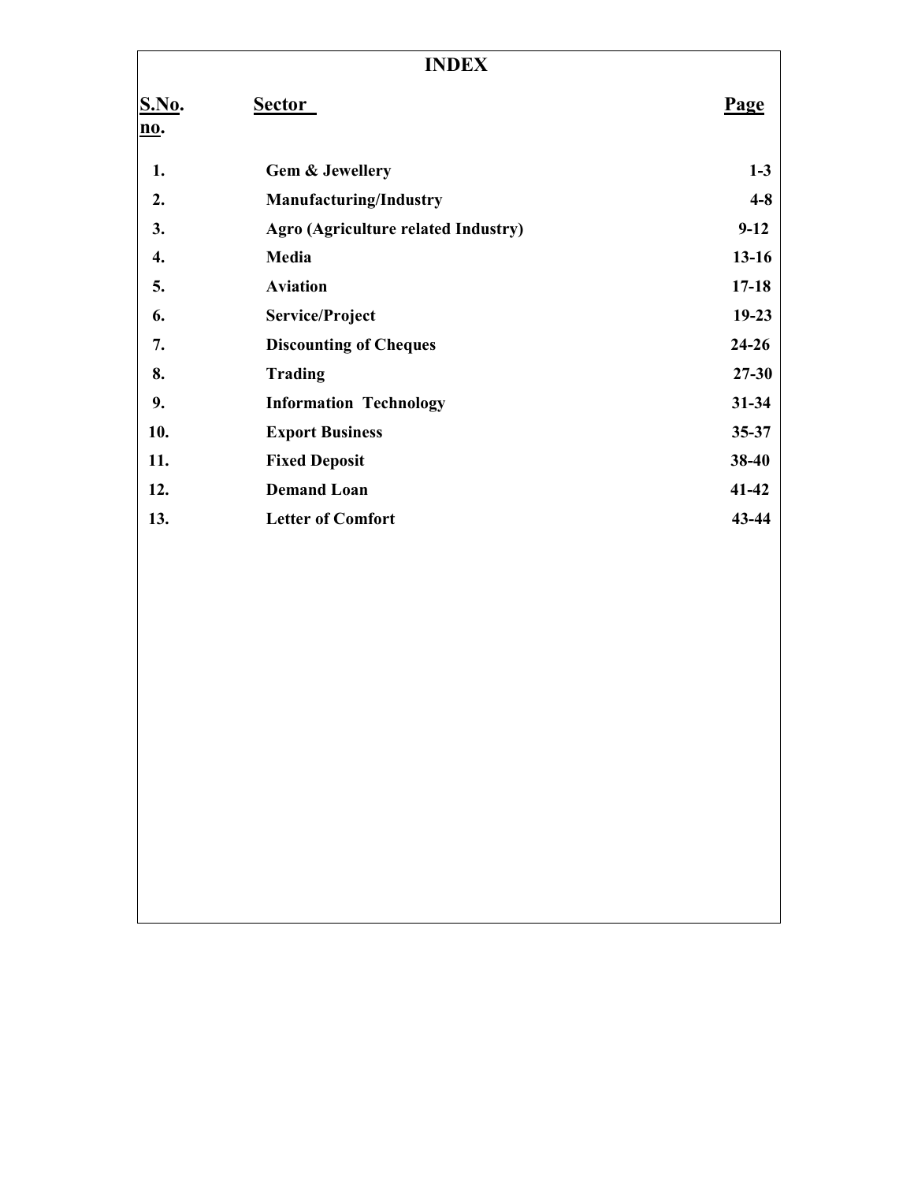# INDEX

| S.No. no. | Sector | Page |
|---|---|---|
| 1. | Gem & Jewellery | 1-3 |
| 2. | Manufacturing/Industry | 4-8 |
| 3. | Agro (Agriculture related Industry) | 9-12 |
| 4. | Media | 13-16 |
| 5. | Aviation | 17-18 |
| 6. | Service/Project | 19-23 |
| 7. | Discounting of Cheques | 24-26 |
| 8. | Trading | 27-30 |
| 9. | Information Technology | 31-34 |
| 10. | Export Business | 35-37 |
| 11. | Fixed Deposit | 38-40 |
| 12. | Demand Loan | 41-42 |
| 13. | Letter of Comfort | 43-44 |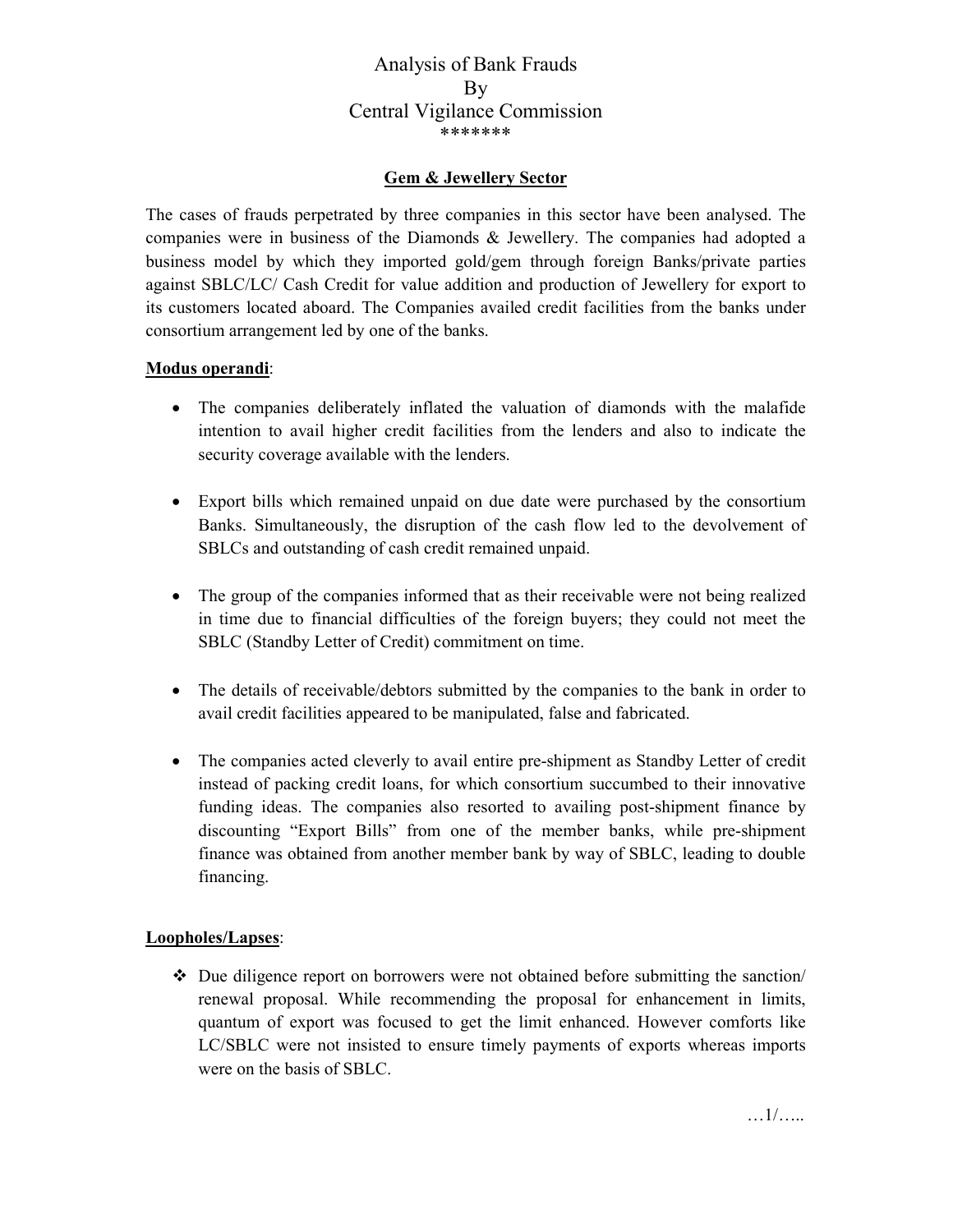# Analysis of Bank Frauds
# By
# Central Vigilance Commission

*******

## Gem & Jewellery Sector

The cases of frauds perpetrated by three companies in this sector have been analysed. The companies were in business of the Diamonds & Jewellery. The companies had adopted a business model by which they imported gold/gem through foreign Banks/private parties against SBLC/LC/ Cash Credit for value addition and production of Jewellery for export to its customers located aboard. The Companies availed credit facilities from the banks under consortium arrangement led by one of the banks.

**Modus operandi**:

- The companies deliberately inflated the valuation of diamonds with the malafide intention to avail higher credit facilities from the lenders and also to indicate the security coverage available with the lenders.

- Export bills which remained unpaid on due date were purchased by the consortium Banks. Simultaneously, the disruption of the cash flow led to the devolvement of SBLCs and outstanding of cash credit remained unpaid.

- The group of the companies informed that as their receivable were not being realized in time due to financial difficulties of the foreign buyers; they could not meet the SBLC (Standby Letter of Credit) commitment on time.

- The details of receivable/debtors submitted by the companies to the bank in order to avail credit facilities appeared to be manipulated, false and fabricated.

- The companies acted cleverly to avail entire pre-shipment as Standby Letter of credit instead of packing credit loans, for which consortium succumbed to their innovative funding ideas. The companies also resorted to availing post-shipment finance by discounting "Export Bills" from one of the member banks, while pre-shipment finance was obtained from another member bank by way of SBLC, leading to double financing.

**Loopholes/Lapses**:

- Due diligence report on borrowers were not obtained before submitting the sanction/ renewal proposal. While recommending the proposal for enhancement in limits, quantum of export was focused to get the limit enhanced. However comforts like LC/SBLC were not insisted to ensure timely payments of exports whereas imports were on the basis of SBLC.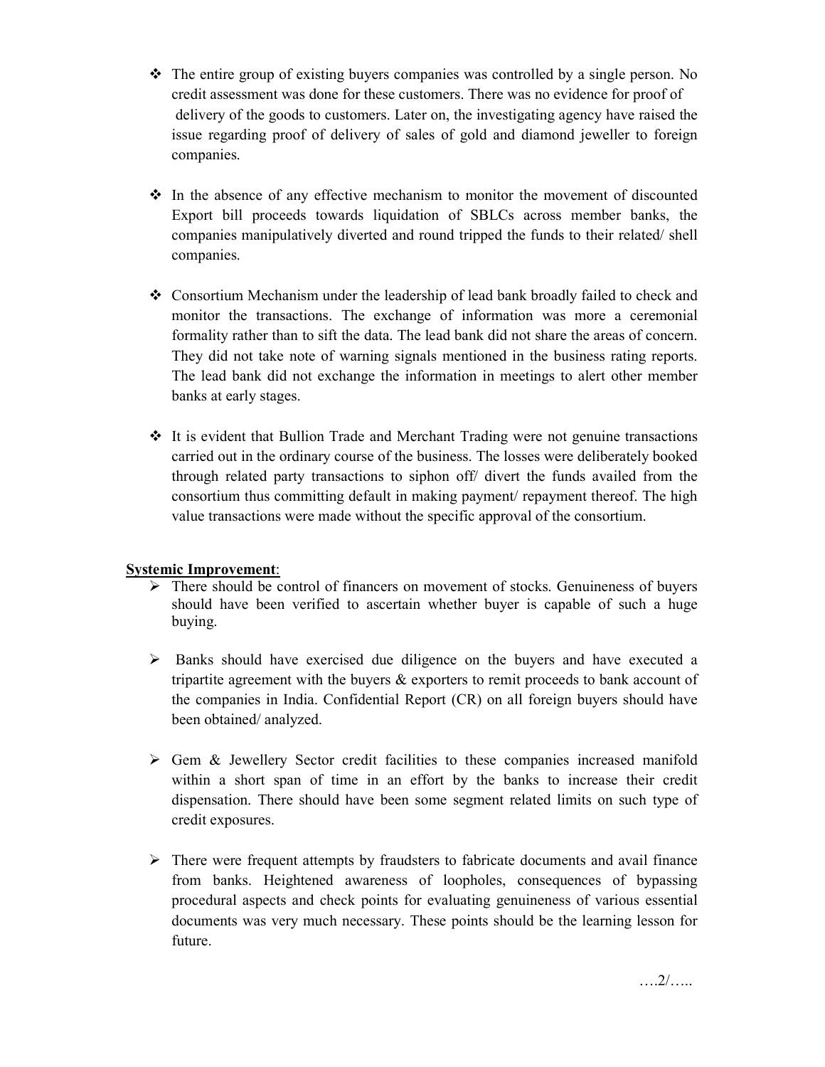- The entire group of existing buyers companies was controlled by a single person. No credit assessment was done for these customers. There was no evidence for proof of delivery of the goods to customers. Later on, the investigating agency have raised the issue regarding proof of delivery of sales of gold and diamond jeweller to foreign companies.

- In the absence of any effective mechanism to monitor the movement of discounted Export bill proceeds towards liquidation of SBLCs across member banks, the companies manipulatively diverted and round tripped the funds to their related/ shell companies.

- Consortium Mechanism under the leadership of lead bank broadly failed to check and monitor the transactions. The exchange of information was more a ceremonial formality rather than to sift the data. The lead bank did not share the areas of concern. They did not take note of warning signals mentioned in the business rating reports. The lead bank did not exchange the information in meetings to alert other member banks at early stages.

- It is evident that Bullion Trade and Merchant Trading were not genuine transactions carried out in the ordinary course of the business. The losses were deliberately booked through related party transactions to siphon off/ divert the funds availed from the consortium thus committing default in making payment/ repayment thereof. The high value transactions were made without the specific approval of the consortium.

**Systemic Improvement**:

- There should be control of financers on movement of stocks. Genuineness of buyers should have been verified to ascertain whether buyer is capable of such a huge buying.

- Banks should have exercised due diligence on the buyers and have executed a tripartite agreement with the buyers & exporters to remit proceeds to bank account of the companies in India. Confidential Report (CR) on all foreign buyers should have been obtained/ analyzed.

- Gem & Jewellery Sector credit facilities to these companies increased manifold within a short span of time in an effort by the banks to increase their credit dispensation. There should have been some segment related limits on such type of credit exposures.

- There were frequent attempts by fraudsters to fabricate documents and avail finance from banks. Heightened awareness of loopholes, consequences of bypassing procedural aspects and check points for evaluating genuineness of various essential documents was very much necessary. These points should be the learning lesson for future.

….2/…..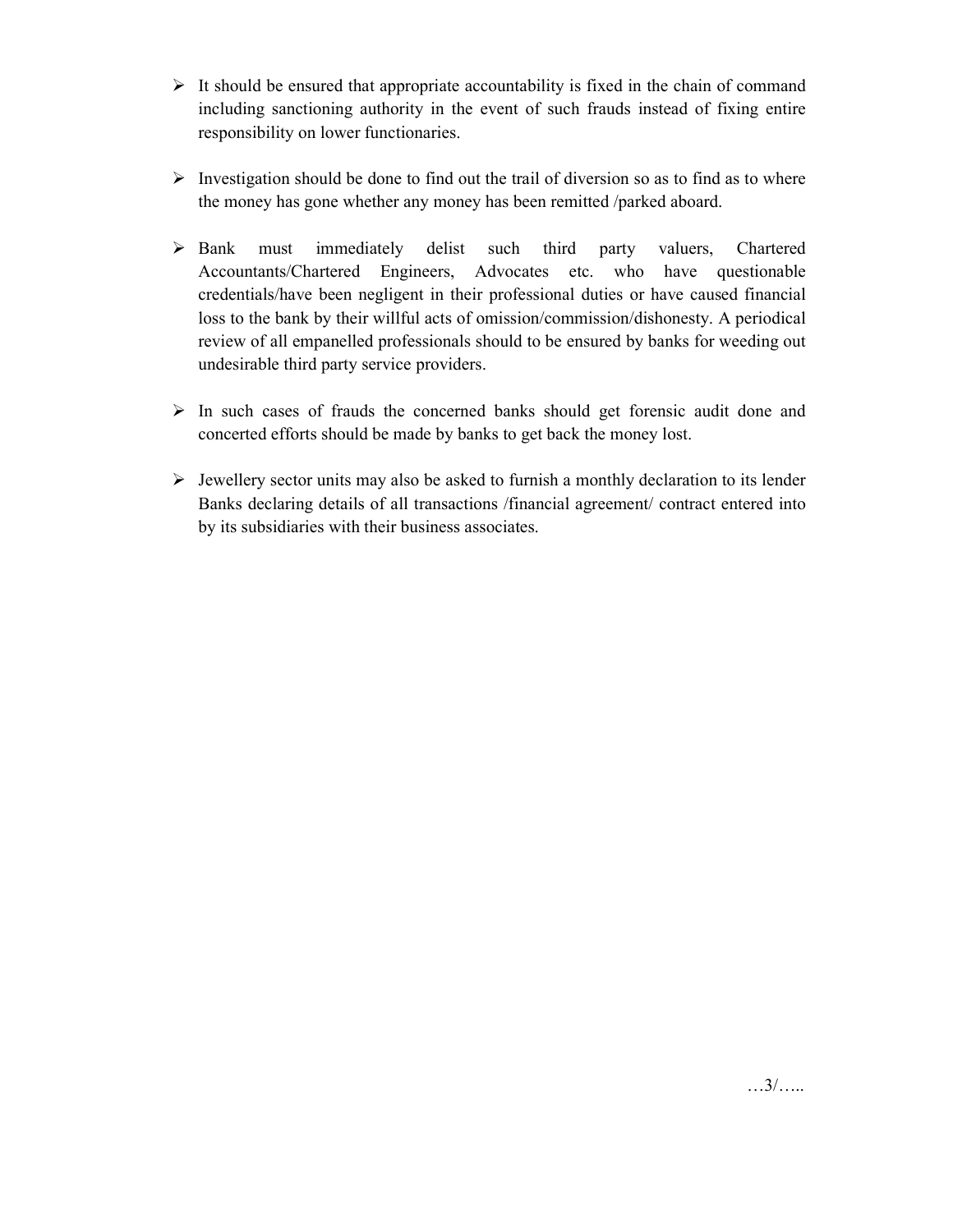- It should be ensured that appropriate accountability is fixed in the chain of command including sanctioning authority in the event of such frauds instead of fixing entire responsibility on lower functionaries.

- Investigation should be done to find out the trail of diversion so as to find as to where the money has gone whether any money has been remitted /parked aboard.

- Bank must immediately delist such third party valuers, Chartered Accountants/Chartered Engineers, Advocates etc. who have questionable credentials/have been negligent in their professional duties or have caused financial loss to the bank by their willful acts of omission/commission/dishonesty. A periodical review of all empanelled professionals should to be ensured by banks for weeding out undesirable third party service providers.

- In such cases of frauds the concerned banks should get forensic audit done and concerted efforts should be made by banks to get back the money lost.

- Jewellery sector units may also be asked to furnish a monthly declaration to its lender Banks declaring details of all transactions /financial agreement/ contract entered into by its subsidiaries with their business associates.

…3/…..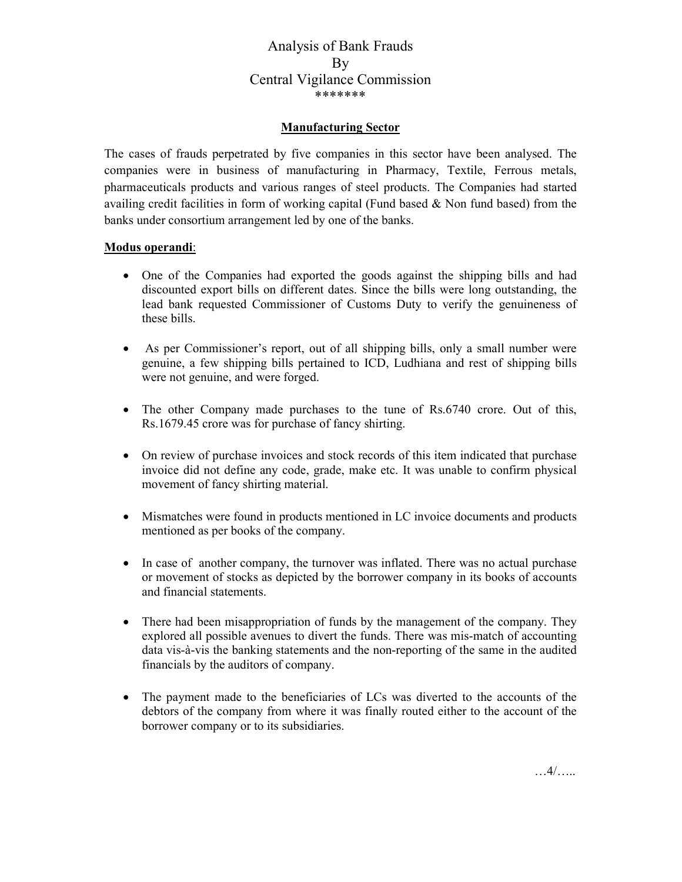# Analysis of Bank Frauds
# By
# Central Vigilance Commission

*******

## Manufacturing Sector

The cases of frauds perpetrated by five companies in this sector have been analysed. The companies were in business of manufacturing in Pharmacy, Textile, Ferrous metals, pharmaceuticals products and various ranges of steel products. The Companies had started availing credit facilities in form of working capital (Fund based & Non fund based) from the banks under consortium arrangement led by one of the banks.

**Modus operandi**:

- One of the Companies had exported the goods against the shipping bills and had discounted export bills on different dates. Since the bills were long outstanding, the lead bank requested Commissioner of Customs Duty to verify the genuineness of these bills.
- As per Commissioner's report, out of all shipping bills, only a small number were genuine, a few shipping bills pertained to ICD, Ludhiana and rest of shipping bills were not genuine, and were forged.
- The other Company made purchases to the tune of Rs.6740 crore. Out of this, Rs.1679.45 crore was for purchase of fancy shirting.
- On review of purchase invoices and stock records of this item indicated that purchase invoice did not define any code, grade, make etc. It was unable to confirm physical movement of fancy shirting material.
- Mismatches were found in products mentioned in LC invoice documents and products mentioned as per books of the company.
- In case of another company, the turnover was inflated. There was no actual purchase or movement of stocks as depicted by the borrower company in its books of accounts and financial statements.
- There had been misappropriation of funds by the management of the company. They explored all possible avenues to divert the funds. There was mis-match of accounting data vis-à-vis the banking statements and the non-reporting of the same in the audited financials by the auditors of company.
- The payment made to the beneficiaries of LCs was diverted to the accounts of the debtors of the company from where it was finally routed either to the account of the borrower company or to its subsidiaries.

…4/…..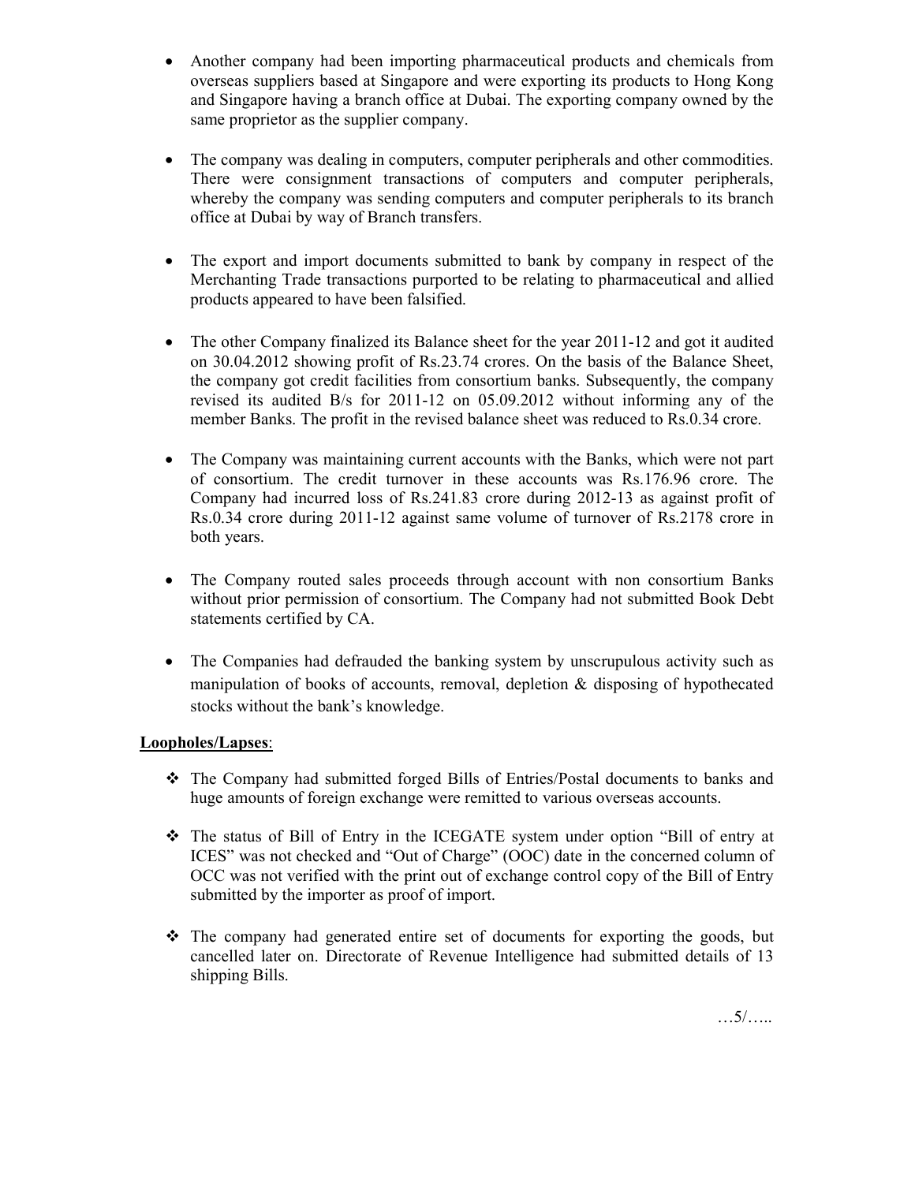- Another company had been importing pharmaceutical products and chemicals from overseas suppliers based at Singapore and were exporting its products to Hong Kong and Singapore having a branch office at Dubai. The exporting company owned by the same proprietor as the supplier company.

- The company was dealing in computers, computer peripherals and other commodities. There were consignment transactions of computers and computer peripherals, whereby the company was sending computers and computer peripherals to its branch office at Dubai by way of Branch transfers.

- The export and import documents submitted to bank by company in respect of the Merchanting Trade transactions purported to be relating to pharmaceutical and allied products appeared to have been falsified.

- The other Company finalized its Balance sheet for the year 2011-12 and got it audited on 30.04.2012 showing profit of Rs.23.74 crores. On the basis of the Balance Sheet, the company got credit facilities from consortium banks. Subsequently, the company revised its audited B/s for 2011-12 on 05.09.2012 without informing any of the member Banks. The profit in the revised balance sheet was reduced to Rs.0.34 crore.

- The Company was maintaining current accounts with the Banks, which were not part of consortium. The credit turnover in these accounts was Rs.176.96 crore. The Company had incurred loss of Rs.241.83 crore during 2012-13 as against profit of Rs.0.34 crore during 2011-12 against same volume of turnover of Rs.2178 crore in both years.

- The Company routed sales proceeds through account with non consortium Banks without prior permission of consortium. The Company had not submitted Book Debt statements certified by CA.

- The Companies had defrauded the banking system by unscrupulous activity such as manipulation of books of accounts, removal, depletion & disposing of hypothecated stocks without the bank's knowledge.

**Loopholes/Lapses**:

- The Company had submitted forged Bills of Entries/Postal documents to banks and huge amounts of foreign exchange were remitted to various overseas accounts.

- The status of Bill of Entry in the ICEGATE system under option "Bill of entry at ICES" was not checked and "Out of Charge" (OOC) date in the concerned column of OCC was not verified with the print out of exchange control copy of the Bill of Entry submitted by the importer as proof of import.

- The company had generated entire set of documents for exporting the goods, but cancelled later on. Directorate of Revenue Intelligence had submitted details of 13 shipping Bills.

…5/…..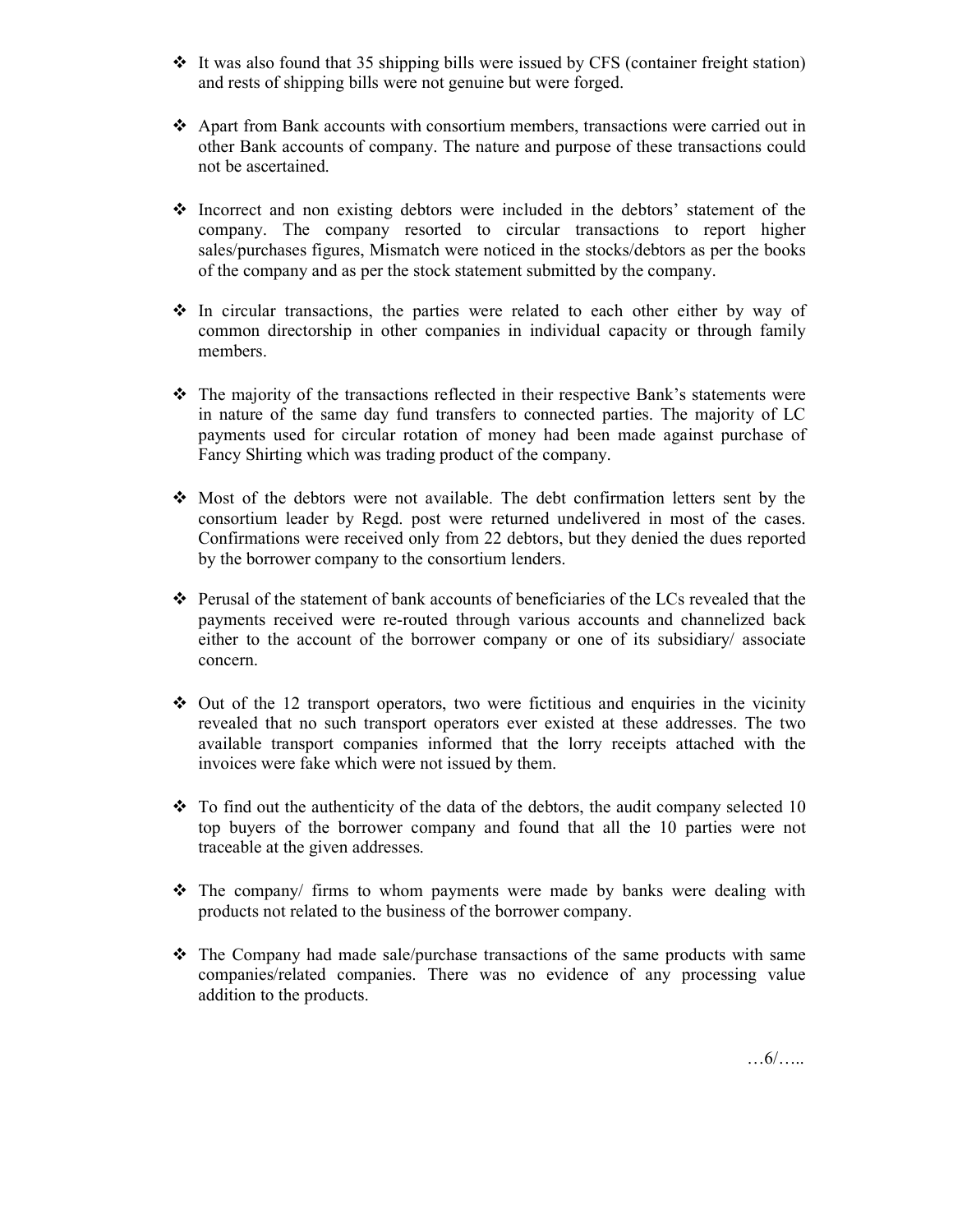- It was also found that 35 shipping bills were issued by CFS (container freight station) and rests of shipping bills were not genuine but were forged.

- Apart from Bank accounts with consortium members, transactions were carried out in other Bank accounts of company. The nature and purpose of these transactions could not be ascertained.

- Incorrect and non existing debtors were included in the debtors' statement of the company. The company resorted to circular transactions to report higher sales/purchases figures, Mismatch were noticed in the stocks/debtors as per the books of the company and as per the stock statement submitted by the company.

- In circular transactions, the parties were related to each other either by way of common directorship in other companies in individual capacity or through family members.

- The majority of the transactions reflected in their respective Bank's statements were in nature of the same day fund transfers to connected parties. The majority of LC payments used for circular rotation of money had been made against purchase of Fancy Shirting which was trading product of the company.

- Most of the debtors were not available. The debt confirmation letters sent by the consortium leader by Regd. post were returned undelivered in most of the cases. Confirmations were received only from 22 debtors, but they denied the dues reported by the borrower company to the consortium lenders.

- Perusal of the statement of bank accounts of beneficiaries of the LCs revealed that the payments received were re-routed through various accounts and channelized back either to the account of the borrower company or one of its subsidiary/ associate concern.

- Out of the 12 transport operators, two were fictitious and enquiries in the vicinity revealed that no such transport operators ever existed at these addresses. The two available transport companies informed that the lorry receipts attached with the invoices were fake which were not issued by them.

- To find out the authenticity of the data of the debtors, the audit company selected 10 top buyers of the borrower company and found that all the 10 parties were not traceable at the given addresses.

- The company/ firms to whom payments were made by banks were dealing with products not related to the business of the borrower company.

- The Company had made sale/purchase transactions of the same products with same companies/related companies. There was no evidence of any processing value addition to the products.

…6/…..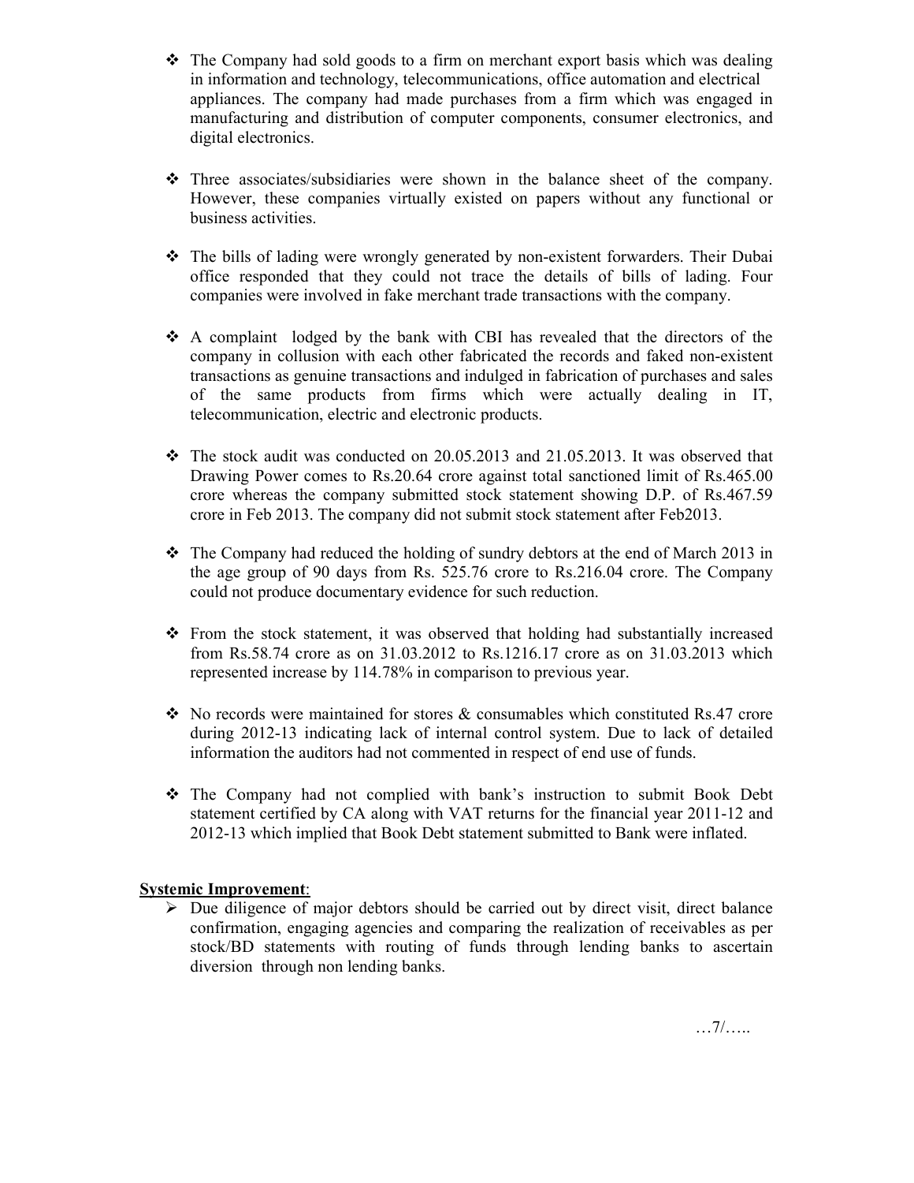- The Company had sold goods to a firm on merchant export basis which was dealing in information and technology, telecommunications, office automation and electrical appliances. The company had made purchases from a firm which was engaged in manufacturing and distribution of computer components, consumer electronics, and digital electronics.

- Three associates/subsidiaries were shown in the balance sheet of the company. However, these companies virtually existed on papers without any functional or business activities.

- The bills of lading were wrongly generated by non-existent forwarders. Their Dubai office responded that they could not trace the details of bills of lading. Four companies were involved in fake merchant trade transactions with the company.

- A complaint lodged by the bank with CBI has revealed that the directors of the company in collusion with each other fabricated the records and faked non-existent transactions as genuine transactions and indulged in fabrication of purchases and sales of the same products from firms which were actually dealing in IT, telecommunication, electric and electronic products.

- The stock audit was conducted on 20.05.2013 and 21.05.2013. It was observed that Drawing Power comes to Rs.20.64 crore against total sanctioned limit of Rs.465.00 crore whereas the company submitted stock statement showing D.P. of Rs.467.59 crore in Feb 2013. The company did not submit stock statement after Feb2013.

- The Company had reduced the holding of sundry debtors at the end of March 2013 in the age group of 90 days from Rs. 525.76 crore to Rs.216.04 crore. The Company could not produce documentary evidence for such reduction.

- From the stock statement, it was observed that holding had substantially increased from Rs.58.74 crore as on 31.03.2012 to Rs.1216.17 crore as on 31.03.2013 which represented increase by 114.78% in comparison to previous year.

- No records were maintained for stores & consumables which constituted Rs.47 crore during 2012-13 indicating lack of internal control system. Due to lack of detailed information the auditors had not commented in respect of end use of funds.

- The Company had not complied with bank's instruction to submit Book Debt statement certified by CA along with VAT returns for the financial year 2011-12 and 2012-13 which implied that Book Debt statement submitted to Bank were inflated.

**Systemic Improvement**:

- Due diligence of major debtors should be carried out by direct visit, direct balance confirmation, engaging agencies and comparing the realization of receivables as per stock/BD statements with routing of funds through lending banks to ascertain diversion through non lending banks.

…7/…..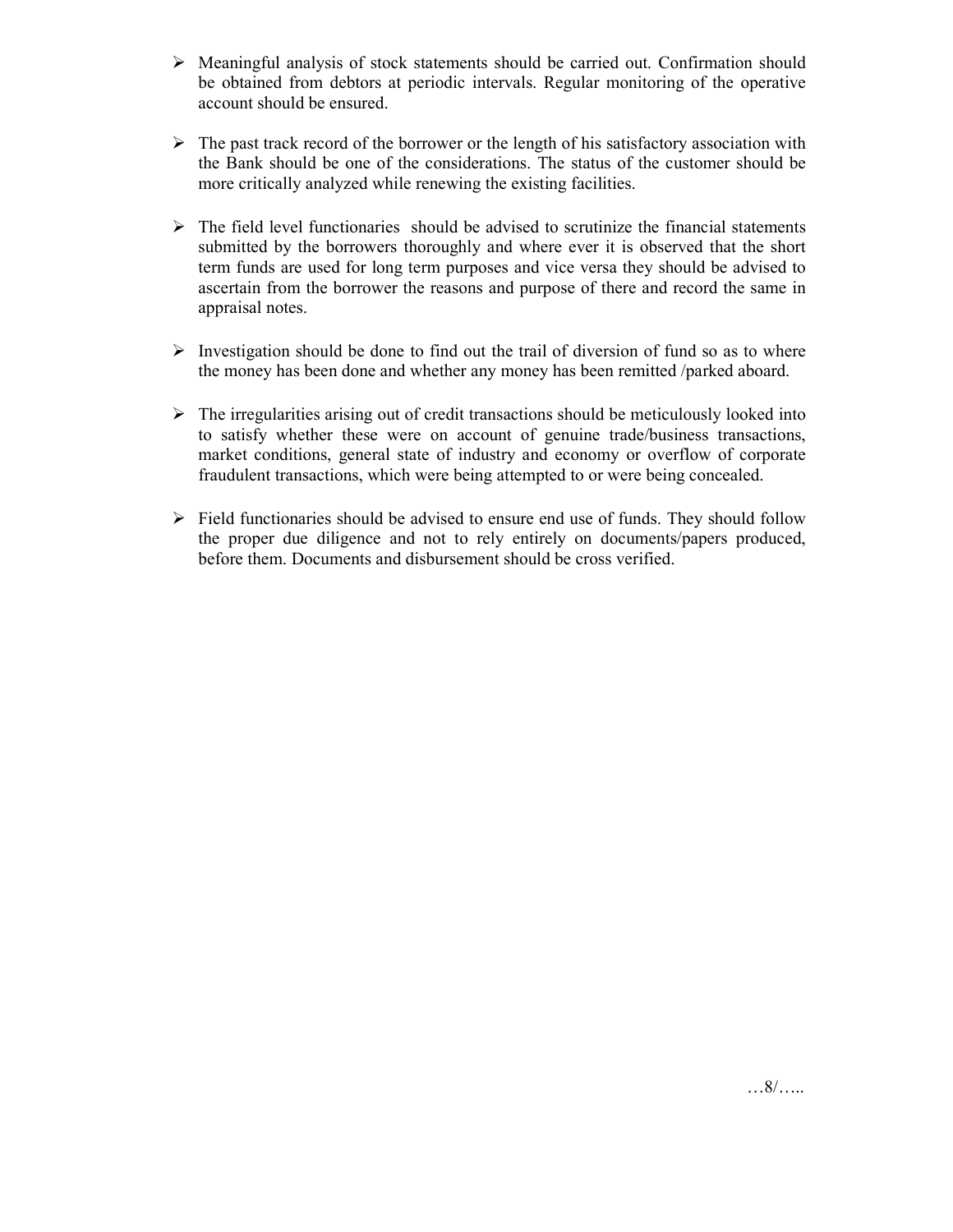- Meaningful analysis of stock statements should be carried out. Confirmation should be obtained from debtors at periodic intervals. Regular monitoring of the operative account should be ensured.

- The past track record of the borrower or the length of his satisfactory association with the Bank should be one of the considerations. The status of the customer should be more critically analyzed while renewing the existing facilities.

- The field level functionaries should be advised to scrutinize the financial statements submitted by the borrowers thoroughly and where ever it is observed that the short term funds are used for long term purposes and vice versa they should be advised to ascertain from the borrower the reasons and purpose of there and record the same in appraisal notes.

- Investigation should be done to find out the trail of diversion of fund so as to where the money has been done and whether any money has been remitted /parked aboard.

- The irregularities arising out of credit transactions should be meticulously looked into to satisfy whether these were on account of genuine trade/business transactions, market conditions, general state of industry and economy or overflow of corporate fraudulent transactions, which were being attempted to or were being concealed.

- Field functionaries should be advised to ensure end use of funds. They should follow the proper due diligence and not to rely entirely on documents/papers produced, before them. Documents and disbursement should be cross verified.

…8/…..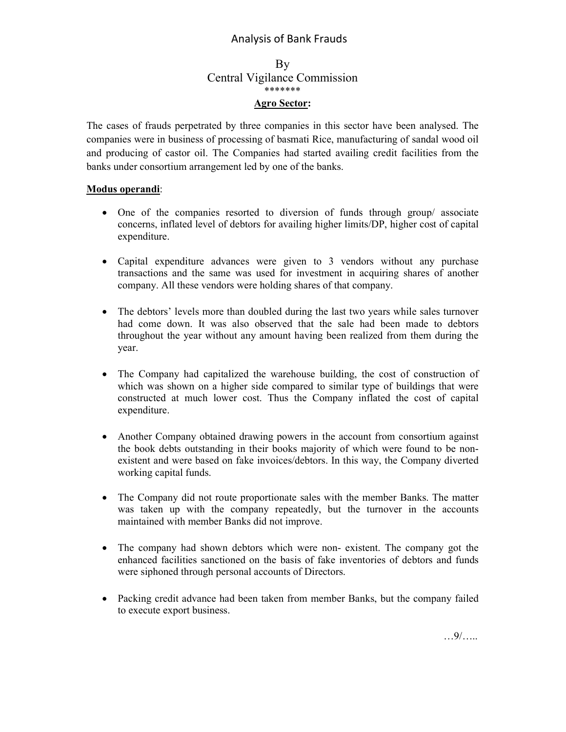# Analysis of Bank Frauds

## By
## Central Vigilance Commission

\*\*\*\*\*\*\*

### Agro Sector:

The cases of frauds perpetrated by three companies in this sector have been analysed. The companies were in business of processing of basmati Rice, manufacturing of sandal wood oil and producing of castor oil. The Companies had started availing credit facilities from the banks under consortium arrangement led by one of the banks.

**Modus operandi**:

- One of the companies resorted to diversion of funds through group/ associate concerns, inflated level of debtors for availing higher limits/DP, higher cost of capital expenditure.

- Capital expenditure advances were given to 3 vendors without any purchase transactions and the same was used for investment in acquiring shares of another company. All these vendors were holding shares of that company.

- The debtors' levels more than doubled during the last two years while sales turnover had come down. It was also observed that the sale had been made to debtors throughout the year without any amount having been realized from them during the year.

- The Company had capitalized the warehouse building, the cost of construction of which was shown on a higher side compared to similar type of buildings that were constructed at much lower cost. Thus the Company inflated the cost of capital expenditure.

- Another Company obtained drawing powers in the account from consortium against the book debts outstanding in their books majority of which were found to be non-existent and were based on fake invoices/debtors. In this way, the Company diverted working capital funds.

- The Company did not route proportionate sales with the member Banks. The matter was taken up with the company repeatedly, but the turnover in the accounts maintained with member Banks did not improve.

- The company had shown debtors which were non- existent. The company got the enhanced facilities sanctioned on the basis of fake inventories of debtors and funds were siphoned through personal accounts of Directors.

- Packing credit advance had been taken from member Banks, but the company failed to execute export business.

…9/…..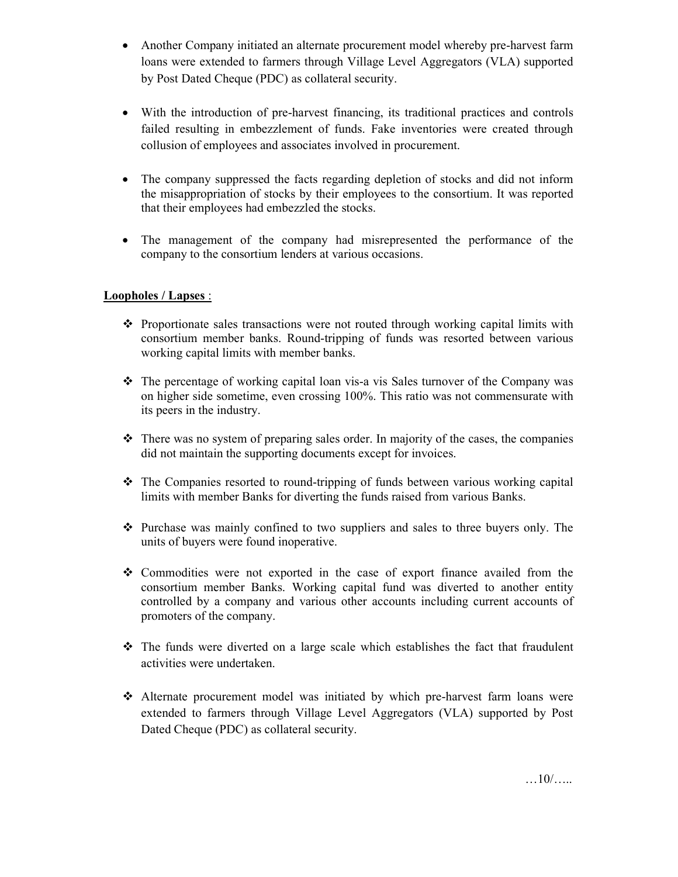- Another Company initiated an alternate procurement model whereby pre-harvest farm loans were extended to farmers through Village Level Aggregators (VLA) supported by Post Dated Cheque (PDC) as collateral security.

- With the introduction of pre-harvest financing, its traditional practices and controls failed resulting in embezzlement of funds. Fake inventories were created through collusion of employees and associates involved in procurement.

- The company suppressed the facts regarding depletion of stocks and did not inform the misappropriation of stocks by their employees to the consortium. It was reported that their employees had embezzled the stocks.

- The management of the company had misrepresented the performance of the company to the consortium lenders at various occasions.

**Loopholes / Lapses** :

- ❖ Proportionate sales transactions were not routed through working capital limits with consortium member banks. Round-tripping of funds was resorted between various working capital limits with member banks.

- ❖ The percentage of working capital loan vis-a vis Sales turnover of the Company was on higher side sometime, even crossing 100%. This ratio was not commensurate with its peers in the industry.

- ❖ There was no system of preparing sales order. In majority of the cases, the companies did not maintain the supporting documents except for invoices.

- ❖ The Companies resorted to round-tripping of funds between various working capital limits with member Banks for diverting the funds raised from various Banks.

- ❖ Purchase was mainly confined to two suppliers and sales to three buyers only. The units of buyers were found inoperative.

- ❖ Commodities were not exported in the case of export finance availed from the consortium member Banks. Working capital fund was diverted to another entity controlled by a company and various other accounts including current accounts of promoters of the company.

- ❖ The funds were diverted on a large scale which establishes the fact that fraudulent activities were undertaken.

- ❖ Alternate procurement model was initiated by which pre-harvest farm loans were extended to farmers through Village Level Aggregators (VLA) supported by Post Dated Cheque (PDC) as collateral security.

…10/…..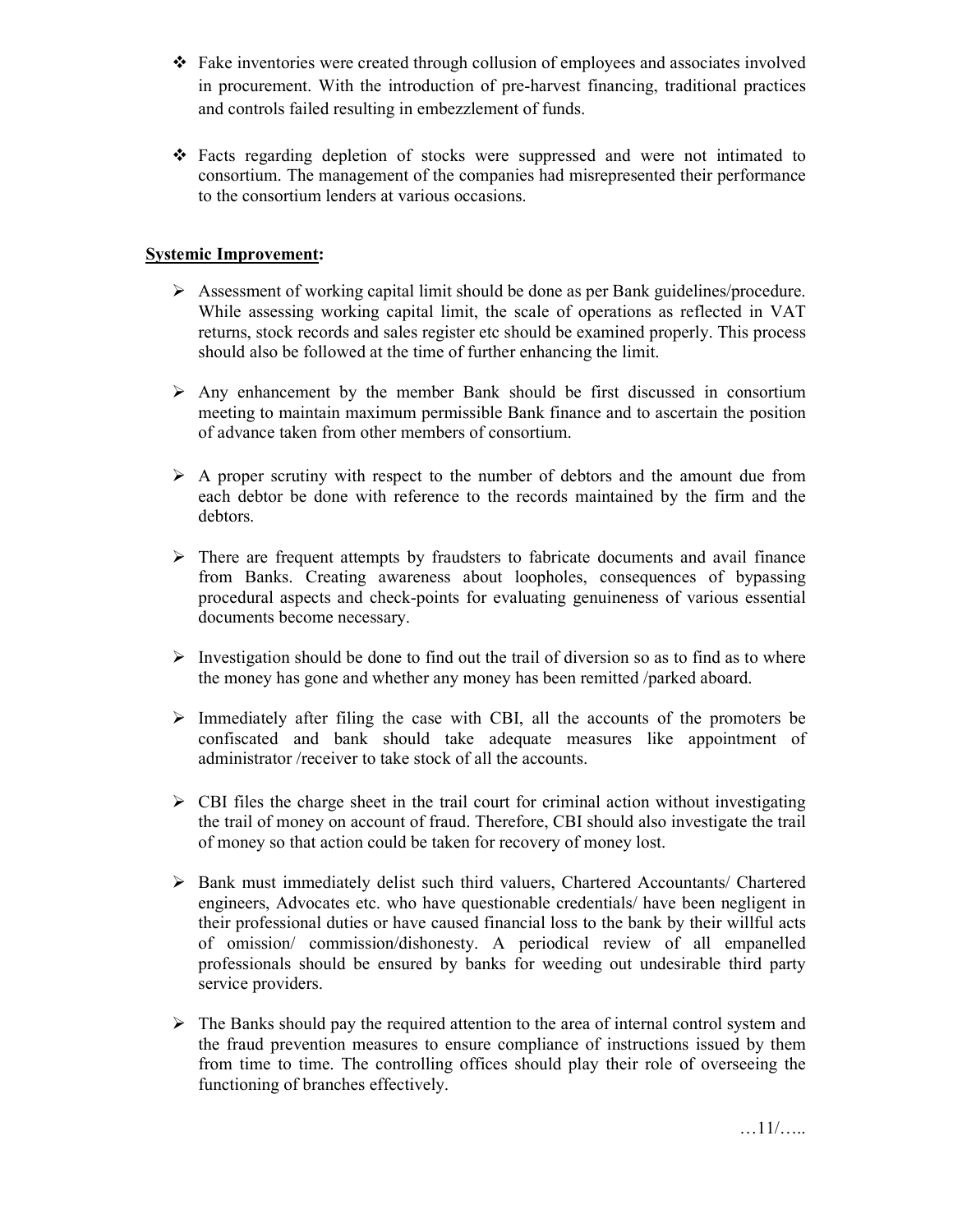- Fake inventories were created through collusion of employees and associates involved in procurement. With the introduction of pre-harvest financing, traditional practices and controls failed resulting in embezzlement of funds.

- Facts regarding depletion of stocks were suppressed and were not intimated to consortium. The management of the companies had misrepresented their performance to the consortium lenders at various occasions.

**Systemic Improvement:**

- Assessment of working capital limit should be done as per Bank guidelines/procedure. While assessing working capital limit, the scale of operations as reflected in VAT returns, stock records and sales register etc should be examined properly. This process should also be followed at the time of further enhancing the limit.

- Any enhancement by the member Bank should be first discussed in consortium meeting to maintain maximum permissible Bank finance and to ascertain the position of advance taken from other members of consortium.

- A proper scrutiny with respect to the number of debtors and the amount due from each debtor be done with reference to the records maintained by the firm and the debtors.

- There are frequent attempts by fraudsters to fabricate documents and avail finance from Banks. Creating awareness about loopholes, consequences of bypassing procedural aspects and check-points for evaluating genuineness of various essential documents become necessary.

- Investigation should be done to find out the trail of diversion so as to find as to where the money has gone and whether any money has been remitted /parked aboard.

- Immediately after filing the case with CBI, all the accounts of the promoters be confiscated and bank should take adequate measures like appointment of administrator /receiver to take stock of all the accounts.

- CBI files the charge sheet in the trail court for criminal action without investigating the trail of money on account of fraud. Therefore, CBI should also investigate the trail of money so that action could be taken for recovery of money lost.

- Bank must immediately delist such third valuers, Chartered Accountants/ Chartered engineers, Advocates etc. who have questionable credentials/ have been negligent in their professional duties or have caused financial loss to the bank by their willful acts of omission/ commission/dishonesty. A periodical review of all empanelled professionals should be ensured by banks for weeding out undesirable third party service providers.

- The Banks should pay the required attention to the area of internal control system and the fraud prevention measures to ensure compliance of instructions issued by them from time to time. The controlling offices should play their role of overseeing the functioning of branches effectively.

…11/…..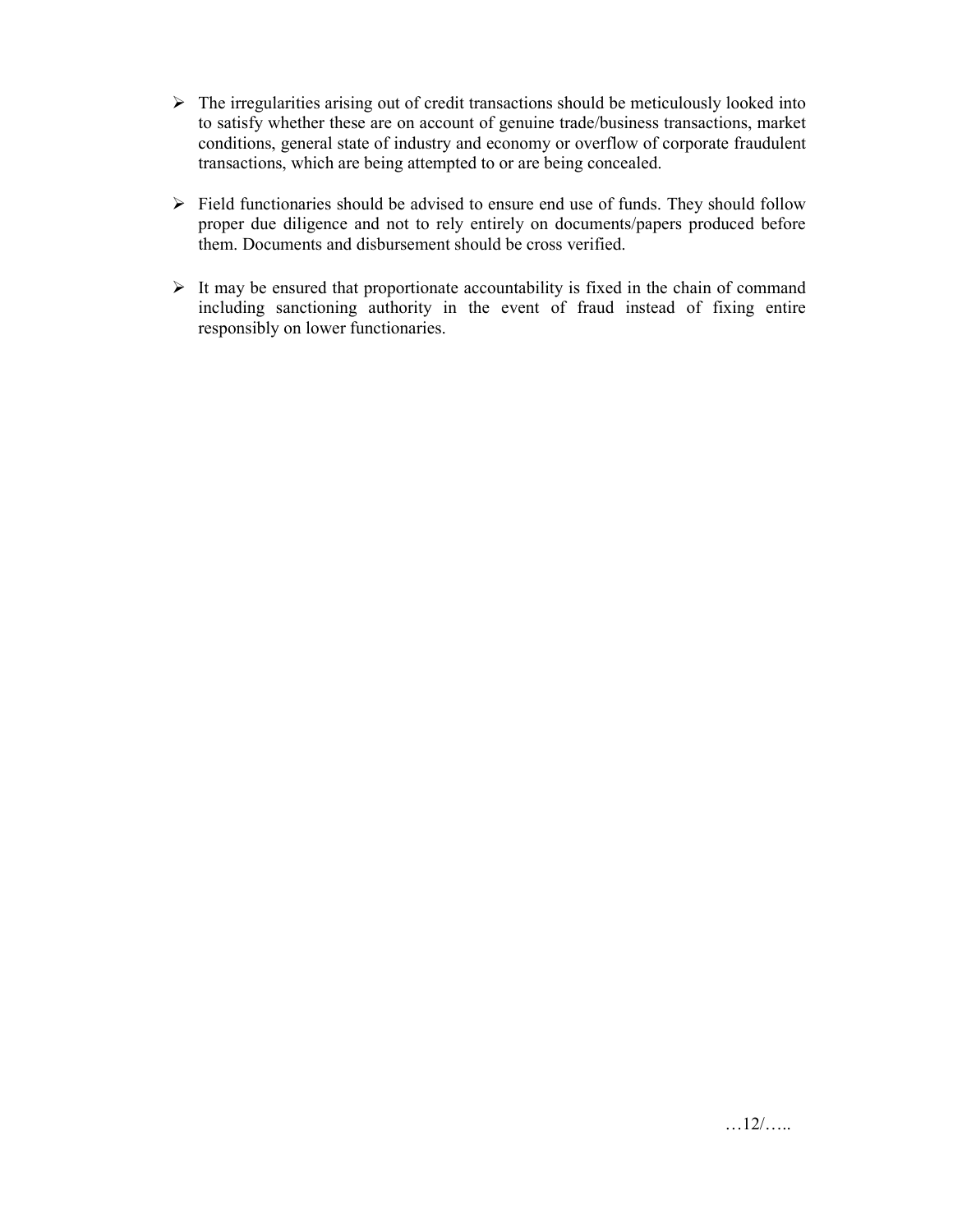- The irregularities arising out of credit transactions should be meticulously looked into to satisfy whether these are on account of genuine trade/business transactions, market conditions, general state of industry and economy or overflow of corporate fraudulent transactions, which are being attempted to or are being concealed.

- Field functionaries should be advised to ensure end use of funds. They should follow proper due diligence and not to rely entirely on documents/papers produced before them. Documents and disbursement should be cross verified.

- It may be ensured that proportionate accountability is fixed in the chain of command including sanctioning authority in the event of fraud instead of fixing entire responsibly on lower functionaries.

…12/…..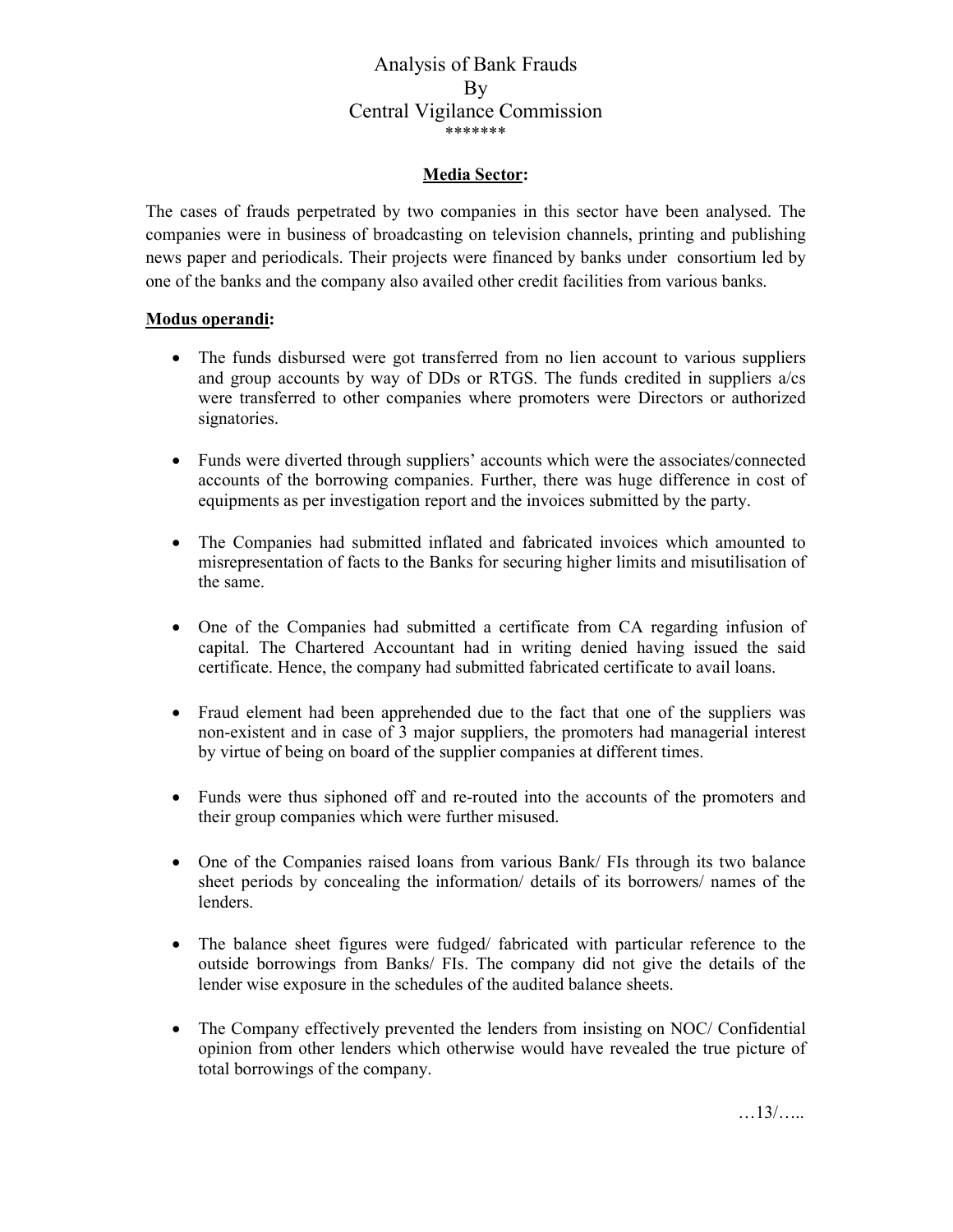# Analysis of Bank Frauds
# By
# Central Vigilance Commission

\*\*\*\*\*\*\*

## Media Sector:

The cases of frauds perpetrated by two companies in this sector have been analysed. The companies were in business of broadcasting on television channels, printing and publishing news paper and periodicals. Their projects were financed by banks under consortium led by one of the banks and the company also availed other credit facilities from various banks.

**Modus operandi:**

- The funds disbursed were got transferred from no lien account to various suppliers and group accounts by way of DDs or RTGS. The funds credited in suppliers a/cs were transferred to other companies where promoters were Directors or authorized signatories.

- Funds were diverted through suppliers' accounts which were the associates/connected accounts of the borrowing companies. Further, there was huge difference in cost of equipments as per investigation report and the invoices submitted by the party.

- The Companies had submitted inflated and fabricated invoices which amounted to misrepresentation of facts to the Banks for securing higher limits and misutilisation of the same.

- One of the Companies had submitted a certificate from CA regarding infusion of capital. The Chartered Accountant had in writing denied having issued the said certificate. Hence, the company had submitted fabricated certificate to avail loans.

- Fraud element had been apprehended due to the fact that one of the suppliers was non-existent and in case of 3 major suppliers, the promoters had managerial interest by virtue of being on board of the supplier companies at different times.

- Funds were thus siphoned off and re-routed into the accounts of the promoters and their group companies which were further misused.

- One of the Companies raised loans from various Bank/ FIs through its two balance sheet periods by concealing the information/ details of its borrowers/ names of the lenders.

- The balance sheet figures were fudged/ fabricated with particular reference to the outside borrowings from Banks/ FIs. The company did not give the details of the lender wise exposure in the schedules of the audited balance sheets.

- The Company effectively prevented the lenders from insisting on NOC/ Confidential opinion from other lenders which otherwise would have revealed the true picture of total borrowings of the company.

…13/…..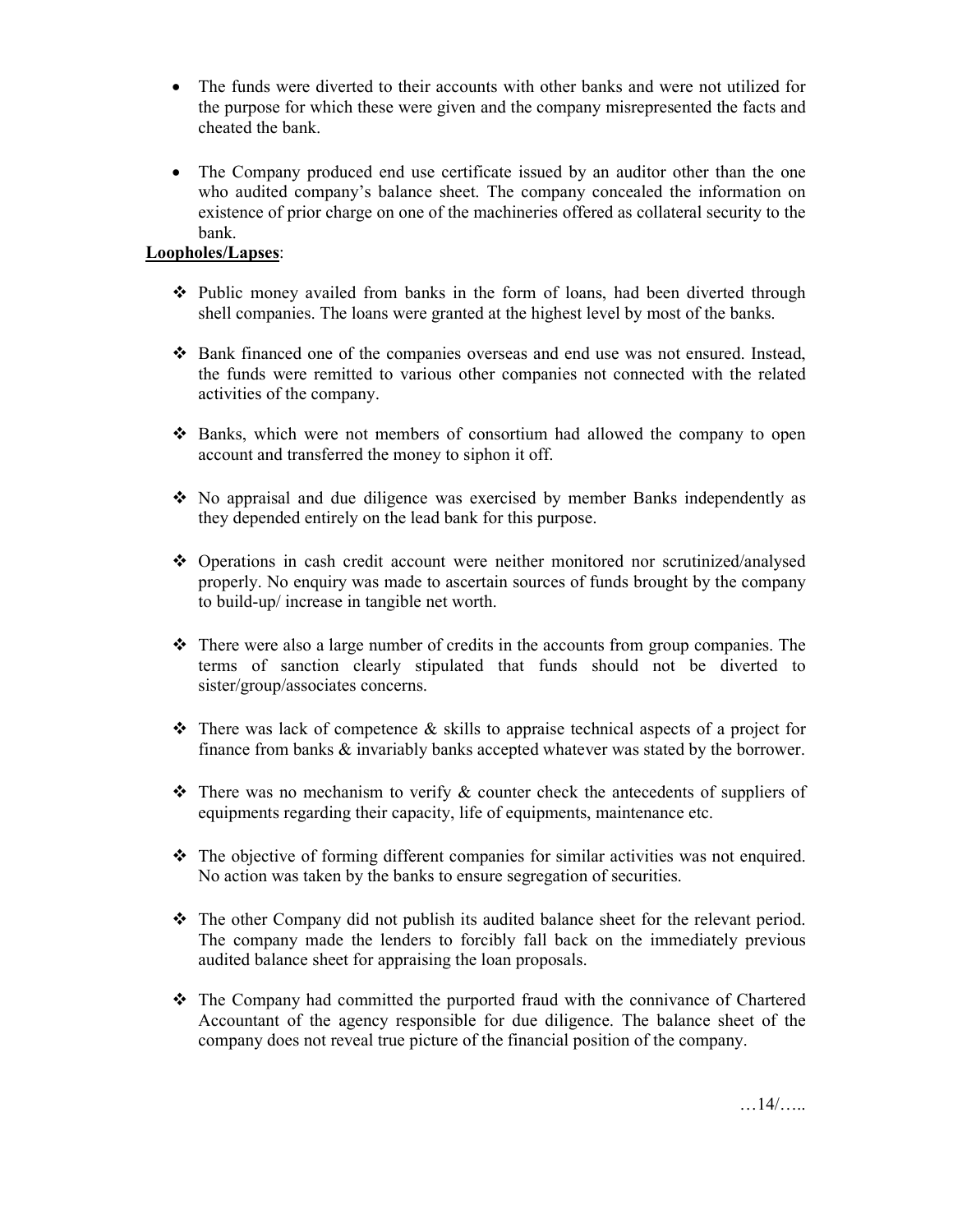- The funds were diverted to their accounts with other banks and were not utilized for the purpose for which these were given and the company misrepresented the facts and cheated the bank.

- The Company produced end use certificate issued by an auditor other than the one who audited company's balance sheet. The company concealed the information on existence of prior charge on one of the machineries offered as collateral security to the bank.

**Loopholes/Lapses**:

- Public money availed from banks in the form of loans, had been diverted through shell companies. The loans were granted at the highest level by most of the banks.

- Bank financed one of the companies overseas and end use was not ensured. Instead, the funds were remitted to various other companies not connected with the related activities of the company.

- Banks, which were not members of consortium had allowed the company to open account and transferred the money to siphon it off.

- No appraisal and due diligence was exercised by member Banks independently as they depended entirely on the lead bank for this purpose.

- Operations in cash credit account were neither monitored nor scrutinized/analysed properly. No enquiry was made to ascertain sources of funds brought by the company to build-up/ increase in tangible net worth.

- There were also a large number of credits in the accounts from group companies. The terms of sanction clearly stipulated that funds should not be diverted to sister/group/associates concerns.

- There was lack of competence & skills to appraise technical aspects of a project for finance from banks & invariably banks accepted whatever was stated by the borrower.

- There was no mechanism to verify & counter check the antecedents of suppliers of equipments regarding their capacity, life of equipments, maintenance etc.

- The objective of forming different companies for similar activities was not enquired. No action was taken by the banks to ensure segregation of securities.

- The other Company did not publish its audited balance sheet for the relevant period. The company made the lenders to forcibly fall back on the immediately previous audited balance sheet for appraising the loan proposals.

- The Company had committed the purported fraud with the connivance of Chartered Accountant of the agency responsible for due diligence. The balance sheet of the company does not reveal true picture of the financial position of the company.

…14/…..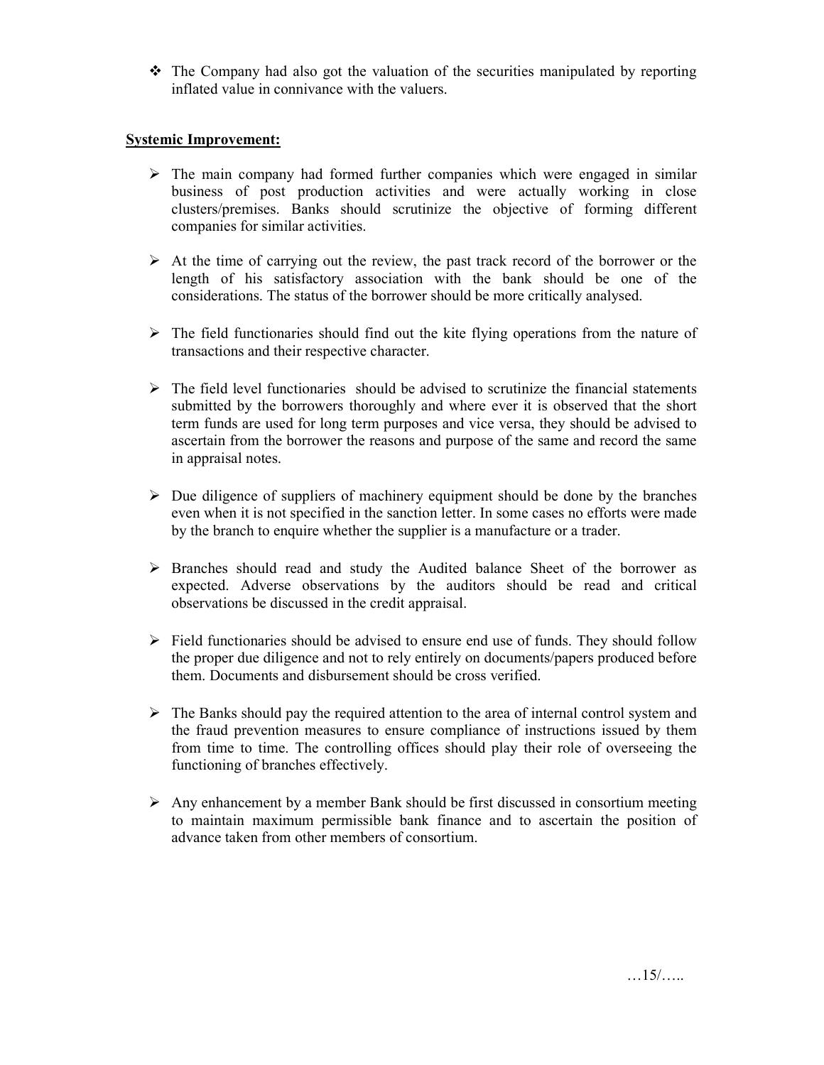- The Company had also got the valuation of the securities manipulated by reporting inflated value in connivance with the valuers.

**Systemic Improvement:**

- The main company had formed further companies which were engaged in similar business of post production activities and were actually working in close clusters/premises. Banks should scrutinize the objective of forming different companies for similar activities.

- At the time of carrying out the review, the past track record of the borrower or the length of his satisfactory association with the bank should be one of the considerations. The status of the borrower should be more critically analysed.

- The field functionaries should find out the kite flying operations from the nature of transactions and their respective character.

- The field level functionaries should be advised to scrutinize the financial statements submitted by the borrowers thoroughly and where ever it is observed that the short term funds are used for long term purposes and vice versa, they should be advised to ascertain from the borrower the reasons and purpose of the same and record the same in appraisal notes.

- Due diligence of suppliers of machinery equipment should be done by the branches even when it is not specified in the sanction letter. In some cases no efforts were made by the branch to enquire whether the supplier is a manufacture or a trader.

- Branches should read and study the Audited balance Sheet of the borrower as expected. Adverse observations by the auditors should be read and critical observations be discussed in the credit appraisal.

- Field functionaries should be advised to ensure end use of funds. They should follow the proper due diligence and not to rely entirely on documents/papers produced before them. Documents and disbursement should be cross verified.

- The Banks should pay the required attention to the area of internal control system and the fraud prevention measures to ensure compliance of instructions issued by them from time to time. The controlling offices should play their role of overseeing the functioning of branches effectively.

- Any enhancement by a member Bank should be first discussed in consortium meeting to maintain maximum permissible bank finance and to ascertain the position of advance taken from other members of consortium.

…15/…..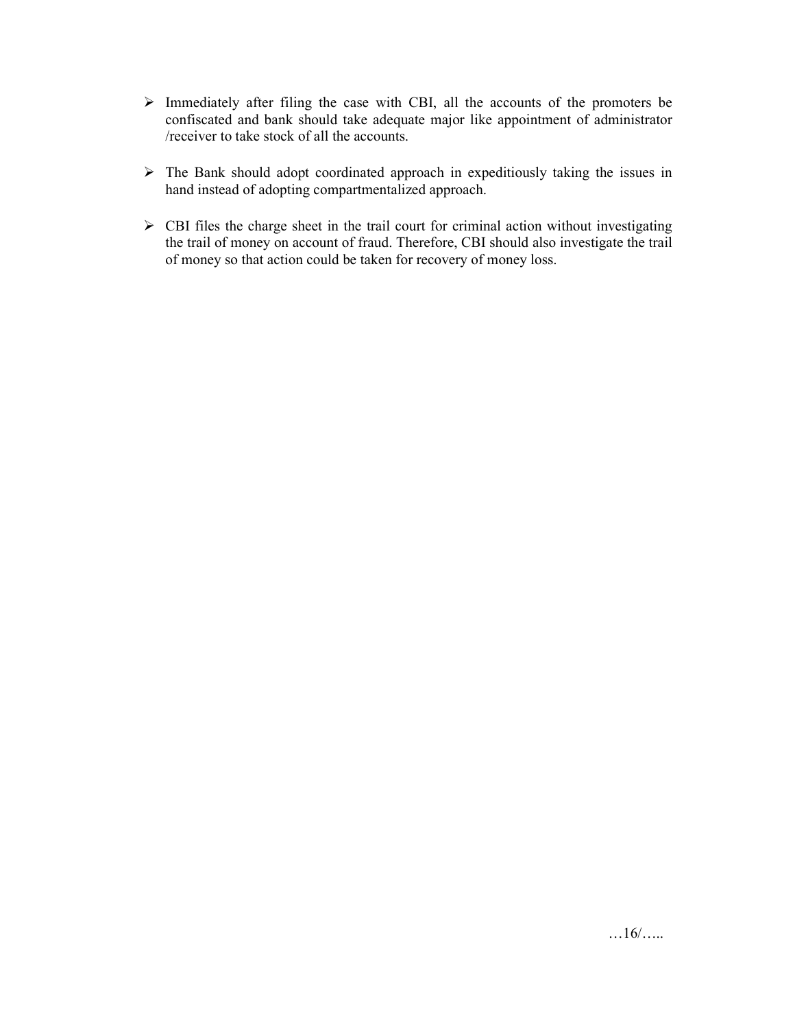- Immediately after filing the case with CBI, all the accounts of the promoters be confiscated and bank should take adequate major like appointment of administrator /receiver to take stock of all the accounts.

- The Bank should adopt coordinated approach in expeditiously taking the issues in hand instead of adopting compartmentalized approach.

- CBI files the charge sheet in the trail court for criminal action without investigating the trail of money on account of fraud. Therefore, CBI should also investigate the trail of money so that action could be taken for recovery of money loss.

…16/…..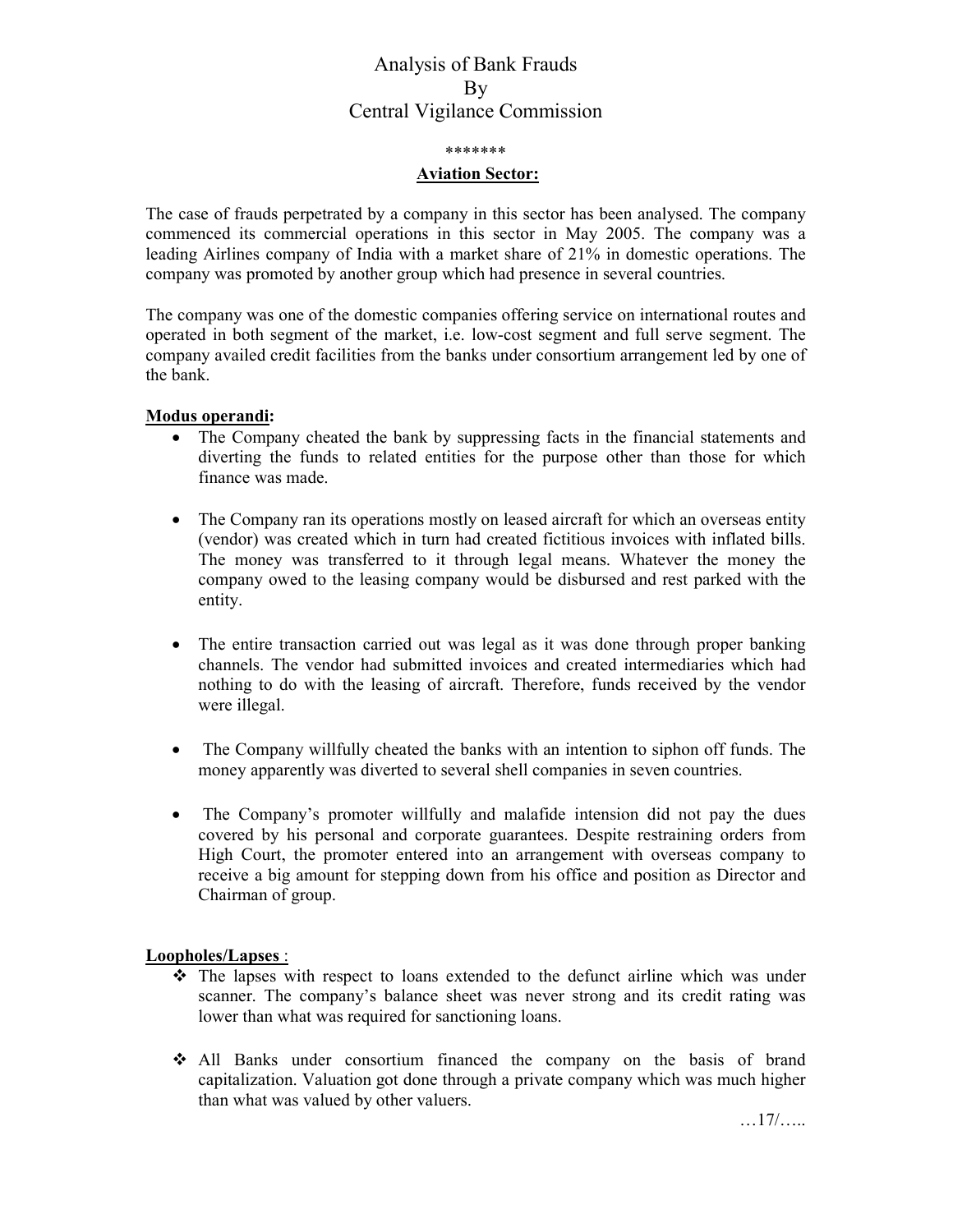# Analysis of Bank Frauds
# By
# Central Vigilance Commission

\*\*\*\*\*\*\*

## Aviation Sector:

The case of frauds perpetrated by a company in this sector has been analysed. The company commenced its commercial operations in this sector in May 2005. The company was a leading Airlines company of India with a market share of 21% in domestic operations. The company was promoted by another group which had presence in several countries.

The company was one of the domestic companies offering service on international routes and operated in both segment of the market, i.e. low-cost segment and full serve segment. The company availed credit facilities from the banks under consortium arrangement led by one of the bank.

**Modus operandi:**

- The Company cheated the bank by suppressing facts in the financial statements and diverting the funds to related entities for the purpose other than those for which finance was made.
- The Company ran its operations mostly on leased aircraft for which an overseas entity (vendor) was created which in turn had created fictitious invoices with inflated bills. The money was transferred to it through legal means. Whatever the money the company owed to the leasing company would be disbursed and rest parked with the entity.
- The entire transaction carried out was legal as it was done through proper banking channels. The vendor had submitted invoices and created intermediaries which had nothing to do with the leasing of aircraft. Therefore, funds received by the vendor were illegal.
- The Company willfully cheated the banks with an intention to siphon off funds. The money apparently was diverted to several shell companies in seven countries.
- The Company's promoter willfully and malafide intension did not pay the dues covered by his personal and corporate guarantees. Despite restraining orders from High Court, the promoter entered into an arrangement with overseas company to receive a big amount for stepping down from his office and position as Director and Chairman of group.

**Loopholes/Lapses** :

- The lapses with respect to loans extended to the defunct airline which was under scanner. The company's balance sheet was never strong and its credit rating was lower than what was required for sanctioning loans.
- All Banks under consortium financed the company on the basis of brand capitalization. Valuation got done through a private company which was much higher than what was valued by other valuers.

…17/…..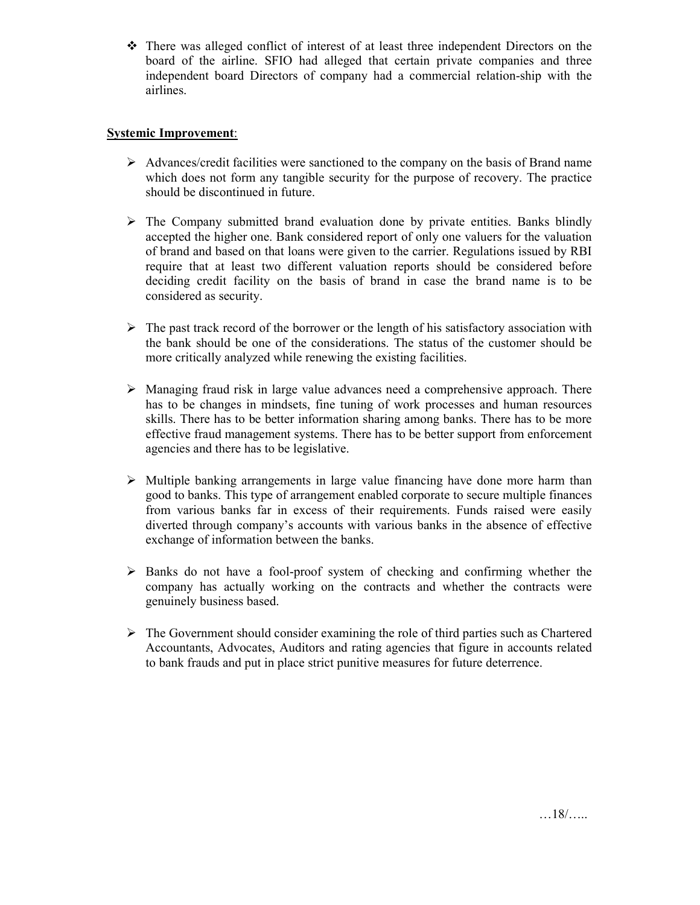- There was alleged conflict of interest of at least three independent Directors on the board of the airline. SFIO had alleged that certain private companies and three independent board Directors of company had a commercial relation-ship with the airlines.

**Systemic Improvement**:

- Advances/credit facilities were sanctioned to the company on the basis of Brand name which does not form any tangible security for the purpose of recovery. The practice should be discontinued in future.

- The Company submitted brand evaluation done by private entities. Banks blindly accepted the higher one. Bank considered report of only one valuers for the valuation of brand and based on that loans were given to the carrier. Regulations issued by RBI require that at least two different valuation reports should be considered before deciding credit facility on the basis of brand in case the brand name is to be considered as security.

- The past track record of the borrower or the length of his satisfactory association with the bank should be one of the considerations. The status of the customer should be more critically analyzed while renewing the existing facilities.

- Managing fraud risk in large value advances need a comprehensive approach. There has to be changes in mindsets, fine tuning of work processes and human resources skills. There has to be better information sharing among banks. There has to be more effective fraud management systems. There has to be better support from enforcement agencies and there has to be legislative.

- Multiple banking arrangements in large value financing have done more harm than good to banks. This type of arrangement enabled corporate to secure multiple finances from various banks far in excess of their requirements. Funds raised were easily diverted through company's accounts with various banks in the absence of effective exchange of information between the banks.

- Banks do not have a fool-proof system of checking and confirming whether the company has actually working on the contracts and whether the contracts were genuinely business based.

- The Government should consider examining the role of third parties such as Chartered Accountants, Advocates, Auditors and rating agencies that figure in accounts related to bank frauds and put in place strict punitive measures for future deterrence.

…18/…..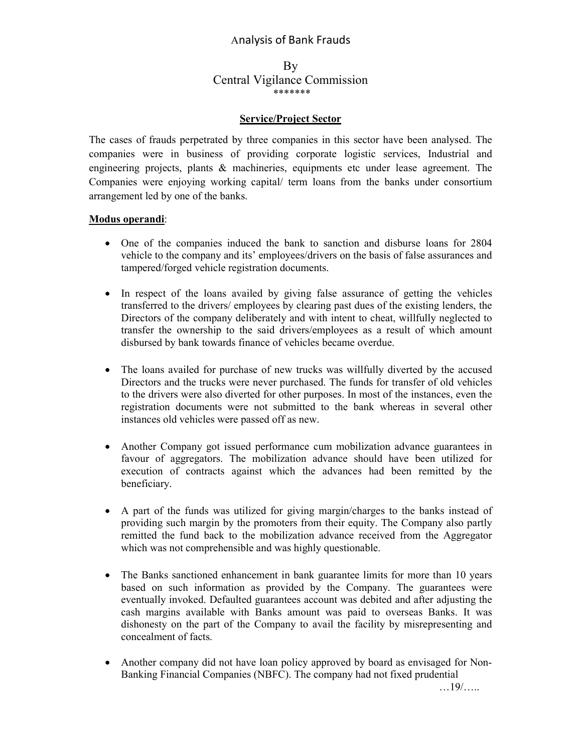# Analysis of Bank Frauds

## By
## Central Vigilance Commission

*******

### Service/Project Sector

The cases of frauds perpetrated by three companies in this sector have been analysed. The companies were in business of providing corporate logistic services, Industrial and engineering projects, plants & machineries, equipments etc under lease agreement. The Companies were enjoying working capital/ term loans from the banks under consortium arrangement led by one of the banks.

**Modus operandi**:

- One of the companies induced the bank to sanction and disburse loans for 2804 vehicle to the company and its' employees/drivers on the basis of false assurances and tampered/forged vehicle registration documents.

- In respect of the loans availed by giving false assurance of getting the vehicles transferred to the drivers/ employees by clearing past dues of the existing lenders, the Directors of the company deliberately and with intent to cheat, willfully neglected to transfer the ownership to the said drivers/employees as a result of which amount disbursed by bank towards finance of vehicles became overdue.

- The loans availed for purchase of new trucks was willfully diverted by the accused Directors and the trucks were never purchased. The funds for transfer of old vehicles to the drivers were also diverted for other purposes. In most of the instances, even the registration documents were not submitted to the bank whereas in several other instances old vehicles were passed off as new.

- Another Company got issued performance cum mobilization advance guarantees in favour of aggregators. The mobilization advance should have been utilized for execution of contracts against which the advances had been remitted by the beneficiary.

- A part of the funds was utilized for giving margin/charges to the banks instead of providing such margin by the promoters from their equity. The Company also partly remitted the fund back to the mobilization advance received from the Aggregator which was not comprehensible and was highly questionable.

- The Banks sanctioned enhancement in bank guarantee limits for more than 10 years based on such information as provided by the Company. The guarantees were eventually invoked. Defaulted guarantees account was debited and after adjusting the cash margins available with Banks amount was paid to overseas Banks. It was dishonesty on the part of the Company to avail the facility by misrepresenting and concealment of facts.

- Another company did not have loan policy approved by board as envisaged for Non-Banking Financial Companies (NBFC). The company had not fixed prudential

…19/…..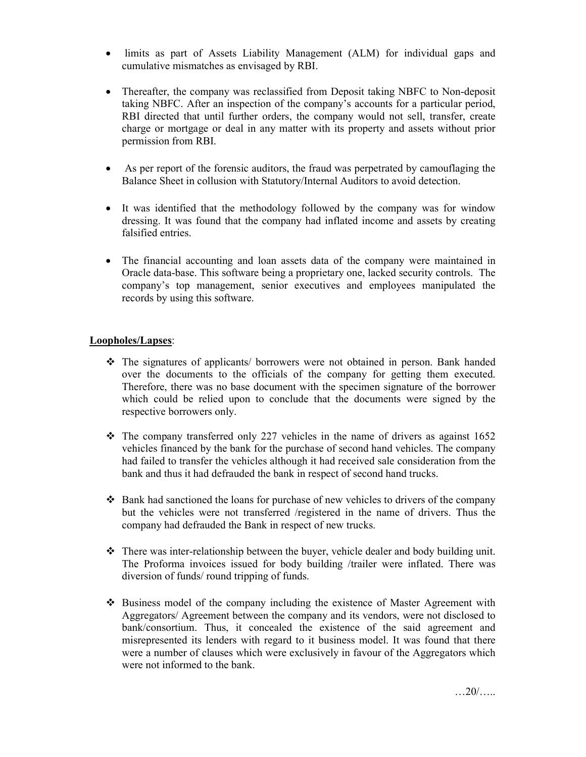- limits as part of Assets Liability Management (ALM) for individual gaps and cumulative mismatches as envisaged by RBI.

- Thereafter, the company was reclassified from Deposit taking NBFC to Non-deposit taking NBFC. After an inspection of the company's accounts for a particular period, RBI directed that until further orders, the company would not sell, transfer, create charge or mortgage or deal in any matter with its property and assets without prior permission from RBI.

- As per report of the forensic auditors, the fraud was perpetrated by camouflaging the Balance Sheet in collusion with Statutory/Internal Auditors to avoid detection.

- It was identified that the methodology followed by the company was for window dressing. It was found that the company had inflated income and assets by creating falsified entries.

- The financial accounting and loan assets data of the company were maintained in Oracle data-base. This software being a proprietary one, lacked security controls. The company's top management, senior executives and employees manipulated the records by using this software.

**Loopholes/Lapses**:

- The signatures of applicants/ borrowers were not obtained in person. Bank handed over the documents to the officials of the company for getting them executed. Therefore, there was no base document with the specimen signature of the borrower which could be relied upon to conclude that the documents were signed by the respective borrowers only.

- The company transferred only 227 vehicles in the name of drivers as against 1652 vehicles financed by the bank for the purchase of second hand vehicles. The company had failed to transfer the vehicles although it had received sale consideration from the bank and thus it had defrauded the bank in respect of second hand trucks.

- Bank had sanctioned the loans for purchase of new vehicles to drivers of the company but the vehicles were not transferred /registered in the name of drivers. Thus the company had defrauded the Bank in respect of new trucks.

- There was inter-relationship between the buyer, vehicle dealer and body building unit. The Proforma invoices issued for body building /trailer were inflated. There was diversion of funds/ round tripping of funds.

- Business model of the company including the existence of Master Agreement with Aggregators/ Agreement between the company and its vendors, were not disclosed to bank/consortium. Thus, it concealed the existence of the said agreement and misrepresented its lenders with regard to it business model. It was found that there were a number of clauses which were exclusively in favour of the Aggregators which were not informed to the bank.

…20/…..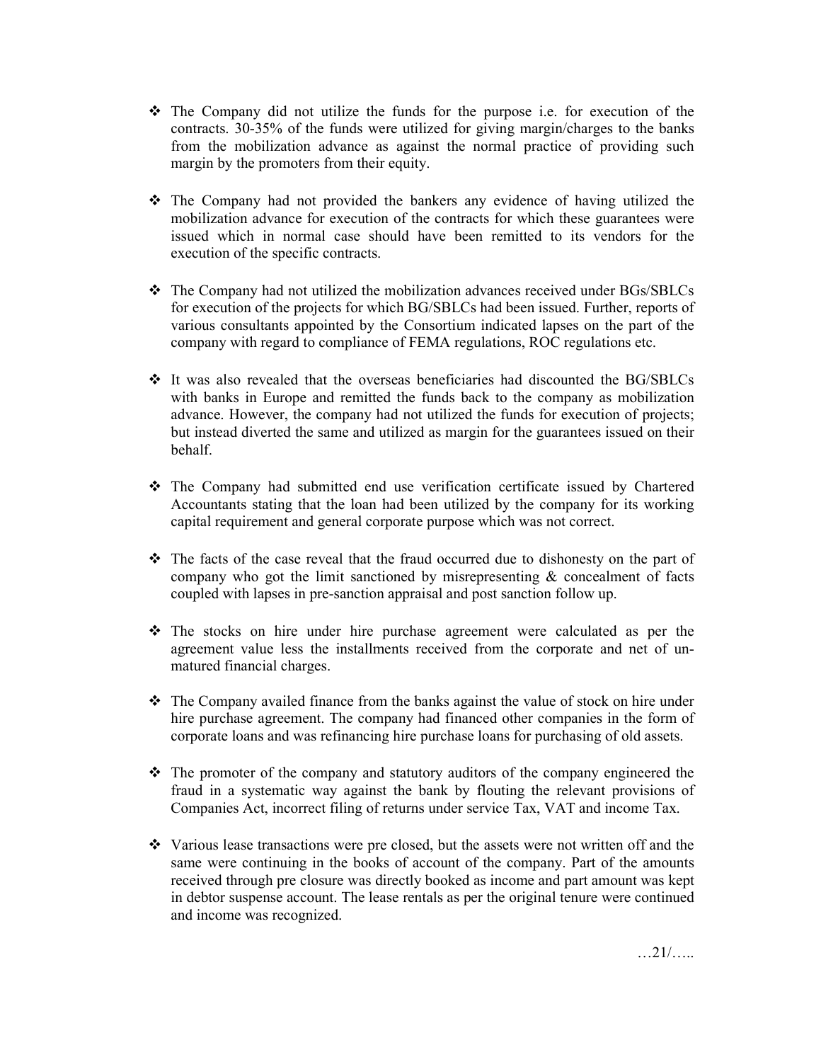- The Company did not utilize the funds for the purpose i.e. for execution of the contracts. 30-35% of the funds were utilized for giving margin/charges to the banks from the mobilization advance as against the normal practice of providing such margin by the promoters from their equity.

- The Company had not provided the bankers any evidence of having utilized the mobilization advance for execution of the contracts for which these guarantees were issued which in normal case should have been remitted to its vendors for the execution of the specific contracts.

- The Company had not utilized the mobilization advances received under BGs/SBLCs for execution of the projects for which BG/SBLCs had been issued. Further, reports of various consultants appointed by the Consortium indicated lapses on the part of the company with regard to compliance of FEMA regulations, ROC regulations etc.

- It was also revealed that the overseas beneficiaries had discounted the BG/SBLCs with banks in Europe and remitted the funds back to the company as mobilization advance. However, the company had not utilized the funds for execution of projects; but instead diverted the same and utilized as margin for the guarantees issued on their behalf.

- The Company had submitted end use verification certificate issued by Chartered Accountants stating that the loan had been utilized by the company for its working capital requirement and general corporate purpose which was not correct.

- The facts of the case reveal that the fraud occurred due to dishonesty on the part of company who got the limit sanctioned by misrepresenting & concealment of facts coupled with lapses in pre-sanction appraisal and post sanction follow up.

- The stocks on hire under hire purchase agreement were calculated as per the agreement value less the installments received from the corporate and net of un-matured financial charges.

- The Company availed finance from the banks against the value of stock on hire under hire purchase agreement. The company had financed other companies in the form of corporate loans and was refinancing hire purchase loans for purchasing of old assets.

- The promoter of the company and statutory auditors of the company engineered the fraud in a systematic way against the bank by flouting the relevant provisions of Companies Act, incorrect filing of returns under service Tax, VAT and income Tax.

- Various lease transactions were pre closed, but the assets were not written off and the same were continuing in the books of account of the company. Part of the amounts received through pre closure was directly booked as income and part amount was kept in debtor suspense account. The lease rentals as per the original tenure were continued and income was recognized.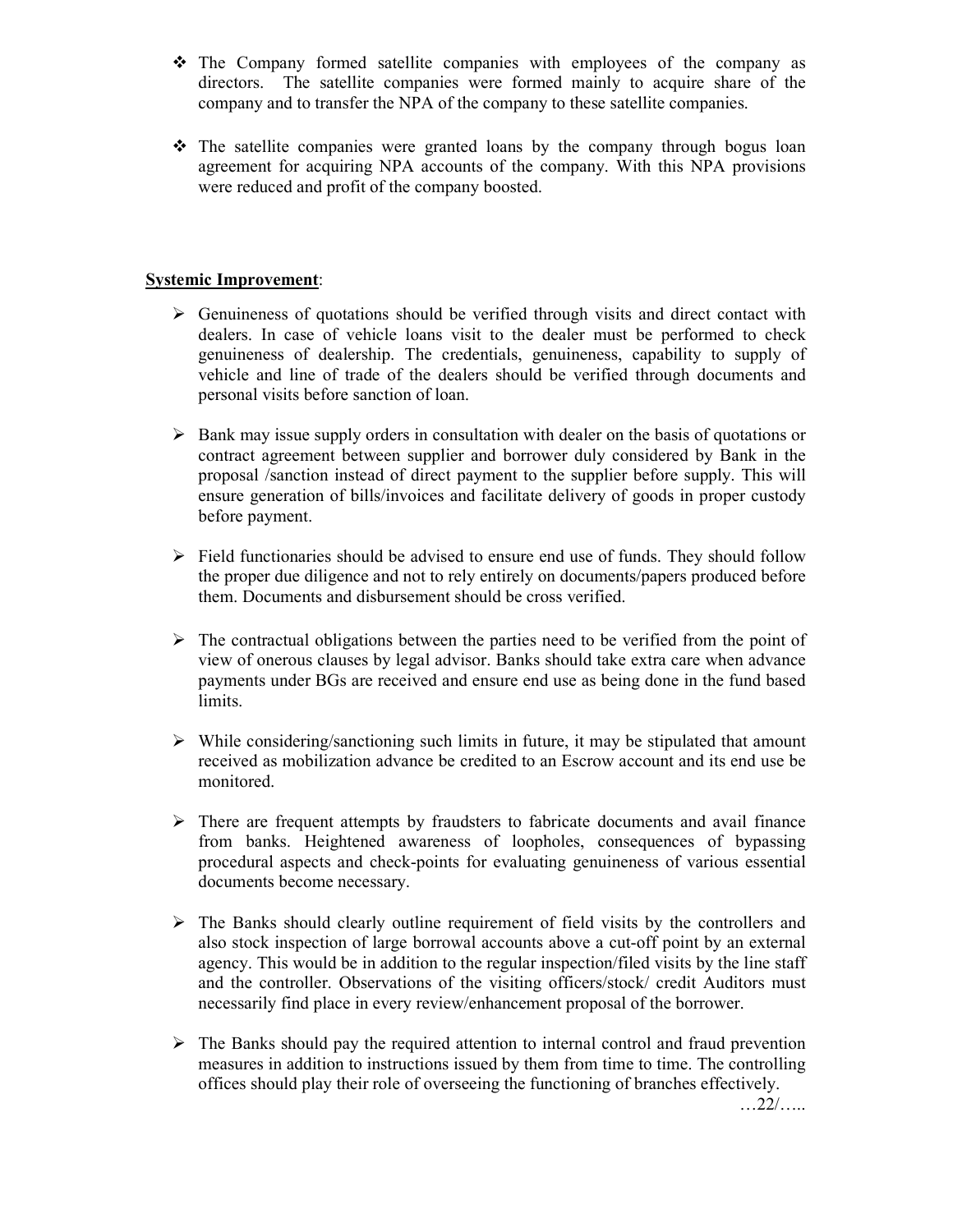- The Company formed satellite companies with employees of the company as directors. The satellite companies were formed mainly to acquire share of the company and to transfer the NPA of the company to these satellite companies.

- The satellite companies were granted loans by the company through bogus loan agreement for acquiring NPA accounts of the company. With this NPA provisions were reduced and profit of the company boosted.

**Systemic Improvement**:

- Genuineness of quotations should be verified through visits and direct contact with dealers. In case of vehicle loans visit to the dealer must be performed to check genuineness of dealership. The credentials, genuineness, capability to supply of vehicle and line of trade of the dealers should be verified through documents and personal visits before sanction of loan.

- Bank may issue supply orders in consultation with dealer on the basis of quotations or contract agreement between supplier and borrower duly considered by Bank in the proposal /sanction instead of direct payment to the supplier before supply. This will ensure generation of bills/invoices and facilitate delivery of goods in proper custody before payment.

- Field functionaries should be advised to ensure end use of funds. They should follow the proper due diligence and not to rely entirely on documents/papers produced before them. Documents and disbursement should be cross verified.

- The contractual obligations between the parties need to be verified from the point of view of onerous clauses by legal advisor. Banks should take extra care when advance payments under BGs are received and ensure end use as being done in the fund based limits.

- While considering/sanctioning such limits in future, it may be stipulated that amount received as mobilization advance be credited to an Escrow account and its end use be monitored.

- There are frequent attempts by fraudsters to fabricate documents and avail finance from banks. Heightened awareness of loopholes, consequences of bypassing procedural aspects and check-points for evaluating genuineness of various essential documents become necessary.

- The Banks should clearly outline requirement of field visits by the controllers and also stock inspection of large borrowal accounts above a cut-off point by an external agency. This would be in addition to the regular inspection/filed visits by the line staff and the controller. Observations of the visiting officers/stock/ credit Auditors must necessarily find place in every review/enhancement proposal of the borrower.

- The Banks should pay the required attention to internal control and fraud prevention measures in addition to instructions issued by them from time to time. The controlling offices should play their role of overseeing the functioning of branches effectively.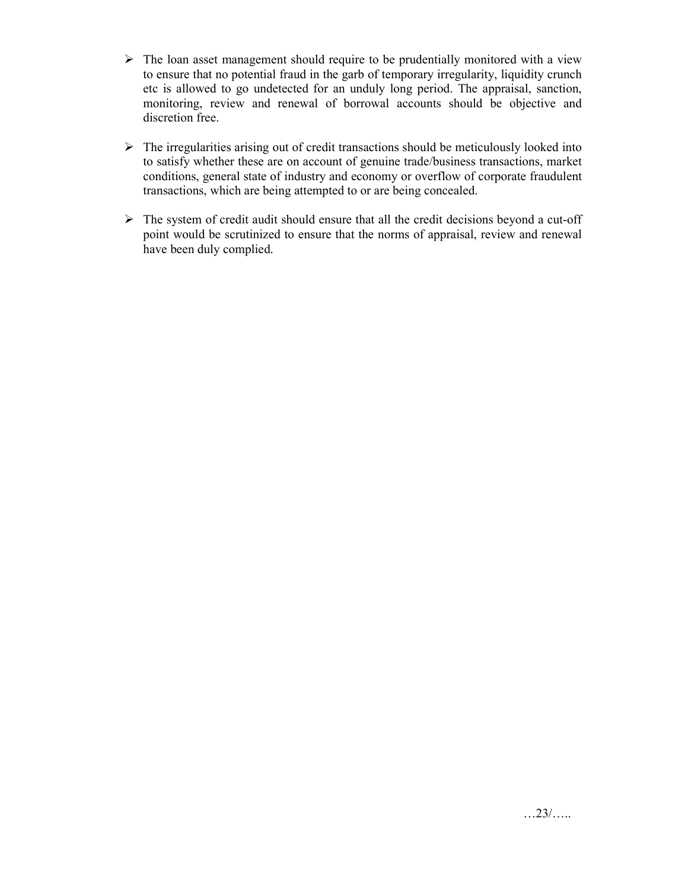- The loan asset management should require to be prudentially monitored with a view to ensure that no potential fraud in the garb of temporary irregularity, liquidity crunch etc is allowed to go undetected for an unduly long period. The appraisal, sanction, monitoring, review and renewal of borrowal accounts should be objective and discretion free.

- The irregularities arising out of credit transactions should be meticulously looked into to satisfy whether these are on account of genuine trade/business transactions, market conditions, general state of industry and economy or overflow of corporate fraudulent transactions, which are being attempted to or are being concealed.

- The system of credit audit should ensure that all the credit decisions beyond a cut-off point would be scrutinized to ensure that the norms of appraisal, review and renewal have been duly complied.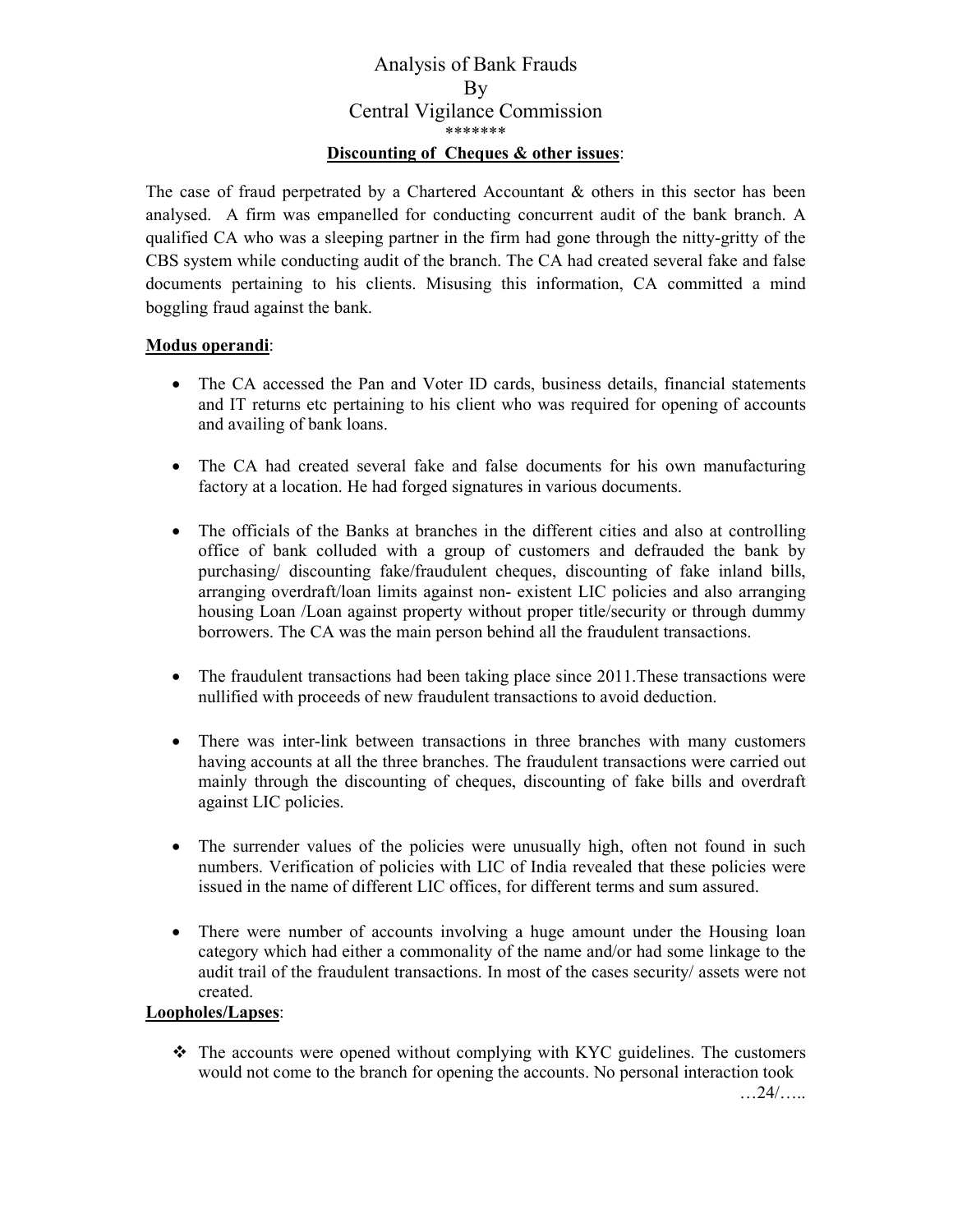# Analysis of Bank Frauds
# By
# Central Vigilance Commission

\*\*\*\*\*\*\*

**Discounting of Cheques & other issues**:

The case of fraud perpetrated by a Chartered Accountant & others in this sector has been analysed. A firm was empanelled for conducting concurrent audit of the bank branch. A qualified CA who was a sleeping partner in the firm had gone through the nitty-gritty of the CBS system while conducting audit of the branch. The CA had created several fake and false documents pertaining to his clients. Misusing this information, CA committed a mind boggling fraud against the bank.

**Modus operandi**:

- The CA accessed the Pan and Voter ID cards, business details, financial statements and IT returns etc pertaining to his client who was required for opening of accounts and availing of bank loans.
- The CA had created several fake and false documents for his own manufacturing factory at a location. He had forged signatures in various documents.
- The officials of the Banks at branches in the different cities and also at controlling office of bank colluded with a group of customers and defrauded the bank by purchasing/ discounting fake/fraudulent cheques, discounting of fake inland bills, arranging overdraft/loan limits against non- existent LIC policies and also arranging housing Loan /Loan against property without proper title/security or through dummy borrowers. The CA was the main person behind all the fraudulent transactions.
- The fraudulent transactions had been taking place since 2011.These transactions were nullified with proceeds of new fraudulent transactions to avoid deduction.
- There was inter-link between transactions in three branches with many customers having accounts at all the three branches. The fraudulent transactions were carried out mainly through the discounting of cheques, discounting of fake bills and overdraft against LIC policies.
- The surrender values of the policies were unusually high, often not found in such numbers. Verification of policies with LIC of India revealed that these policies were issued in the name of different LIC offices, for different terms and sum assured.
- There were number of accounts involving a huge amount under the Housing loan category which had either a commonality of the name and/or had some linkage to the audit trail of the fraudulent transactions. In most of the cases security/ assets were not created.

**Loopholes/Lapses**:

- ❖ The accounts were opened without complying with KYC guidelines. The customers would not come to the branch for opening the accounts. No personal interaction took

…24/…..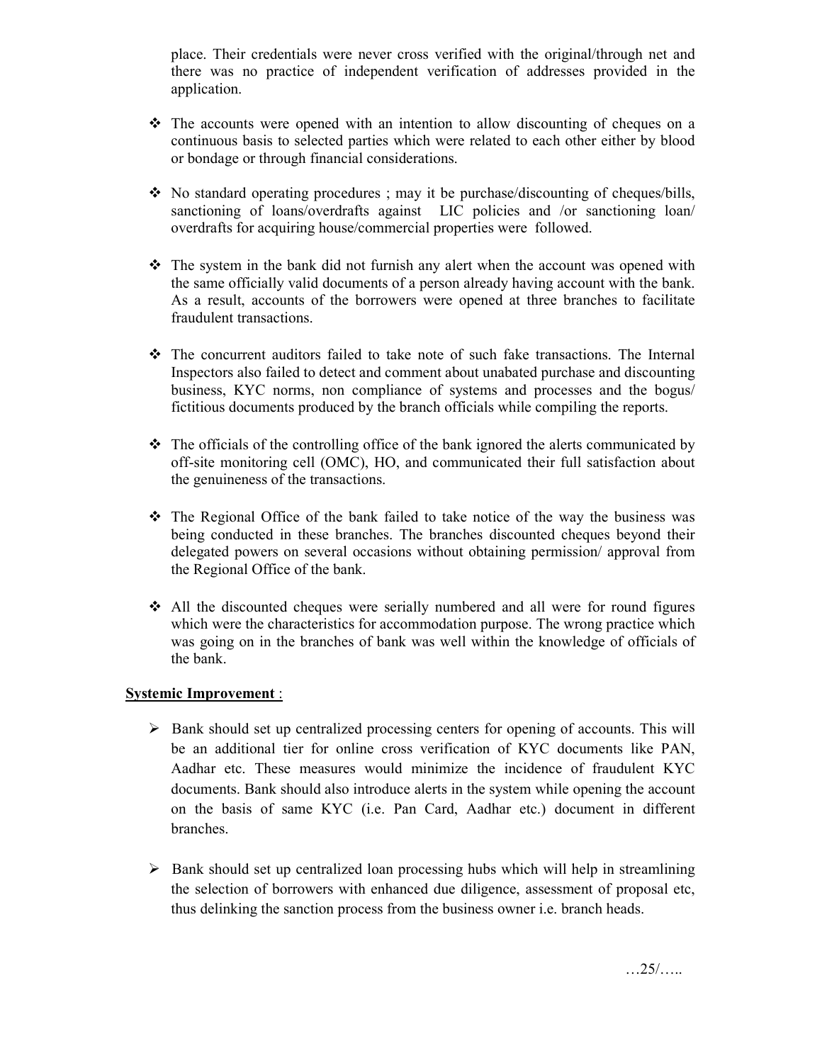place. Their credentials were never cross verified with the original/through net and there was no practice of independent verification of addresses provided in the application.

- The accounts were opened with an intention to allow discounting of cheques on a continuous basis to selected parties which were related to each other either by blood or bondage or through financial considerations.

- No standard operating procedures ; may it be purchase/discounting of cheques/bills, sanctioning of loans/overdrafts against LIC policies and /or sanctioning loan/ overdrafts for acquiring house/commercial properties were followed.

- The system in the bank did not furnish any alert when the account was opened with the same officially valid documents of a person already having account with the bank. As a result, accounts of the borrowers were opened at three branches to facilitate fraudulent transactions.

- The concurrent auditors failed to take note of such fake transactions. The Internal Inspectors also failed to detect and comment about unabated purchase and discounting business, KYC norms, non compliance of systems and processes and the bogus/ fictitious documents produced by the branch officials while compiling the reports.

- The officials of the controlling office of the bank ignored the alerts communicated by off-site monitoring cell (OMC), HO, and communicated their full satisfaction about the genuineness of the transactions.

- The Regional Office of the bank failed to take notice of the way the business was being conducted in these branches. The branches discounted cheques beyond their delegated powers on several occasions without obtaining permission/ approval from the Regional Office of the bank.

- All the discounted cheques were serially numbered and all were for round figures which were the characteristics for accommodation purpose. The wrong practice which was going on in the branches of bank was well within the knowledge of officials of the bank.

**Systemic Improvement** :

- Bank should set up centralized processing centers for opening of accounts. This will be an additional tier for online cross verification of KYC documents like PAN, Aadhar etc. These measures would minimize the incidence of fraudulent KYC documents. Bank should also introduce alerts in the system while opening the account on the basis of same KYC (i.e. Pan Card, Aadhar etc.) document in different branches.

- Bank should set up centralized loan processing hubs which will help in streamlining the selection of borrowers with enhanced due diligence, assessment of proposal etc, thus delinking the sanction process from the business owner i.e. branch heads.

…25/…..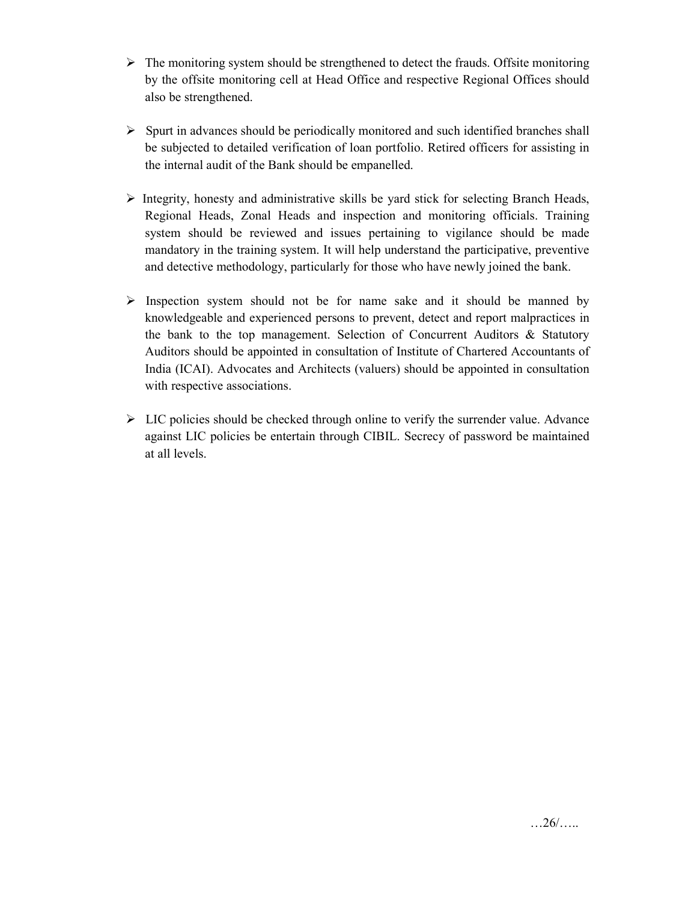- The monitoring system should be strengthened to detect the frauds. Offsite monitoring by the offsite monitoring cell at Head Office and respective Regional Offices should also be strengthened.

- Spurt in advances should be periodically monitored and such identified branches shall be subjected to detailed verification of loan portfolio. Retired officers for assisting in the internal audit of the Bank should be empanelled.

- Integrity, honesty and administrative skills be yard stick for selecting Branch Heads, Regional Heads, Zonal Heads and inspection and monitoring officials. Training system should be reviewed and issues pertaining to vigilance should be made mandatory in the training system. It will help understand the participative, preventive and detective methodology, particularly for those who have newly joined the bank.

- Inspection system should not be for name sake and it should be manned by knowledgeable and experienced persons to prevent, detect and report malpractices in the bank to the top management. Selection of Concurrent Auditors & Statutory Auditors should be appointed in consultation of Institute of Chartered Accountants of India (ICAI). Advocates and Architects (valuers) should be appointed in consultation with respective associations.

- LIC policies should be checked through online to verify the surrender value. Advance against LIC policies be entertain through CIBIL. Secrecy of password be maintained at all levels.

…26/…..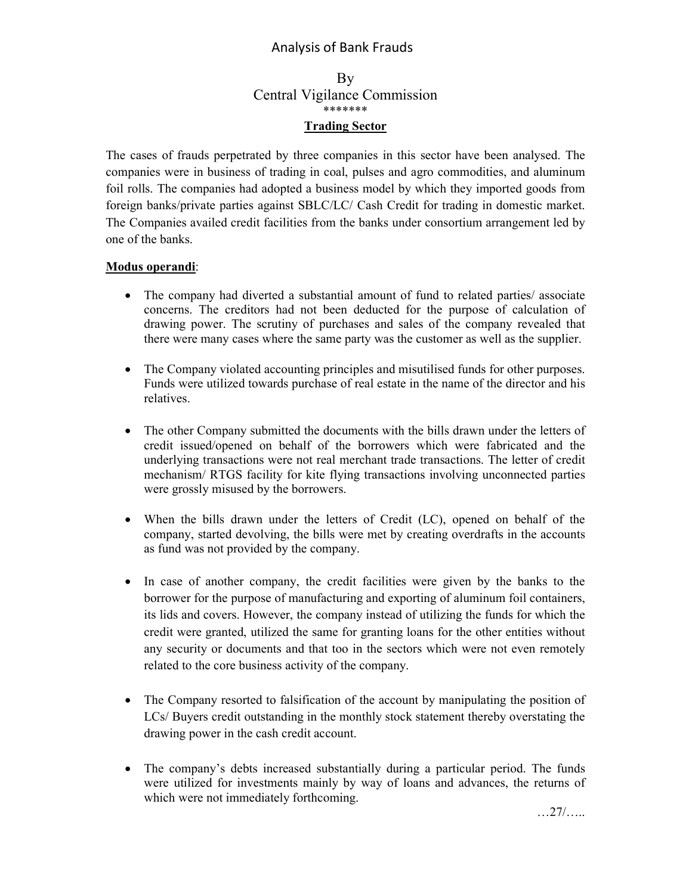# Analysis of Bank Frauds

By
Central Vigilance Commission

*******

## Trading Sector

The cases of frauds perpetrated by three companies in this sector have been analysed. The companies were in business of trading in coal, pulses and agro commodities, and aluminum foil rolls. The companies had adopted a business model by which they imported goods from foreign banks/private parties against SBLC/LC/ Cash Credit for trading in domestic market. The Companies availed credit facilities from the banks under consortium arrangement led by one of the banks.

**Modus operandi**:

- The company had diverted a substantial amount of fund to related parties/ associate concerns. The creditors had not been deducted for the purpose of calculation of drawing power. The scrutiny of purchases and sales of the company revealed that there were many cases where the same party was the customer as well as the supplier.

- The Company violated accounting principles and misutilised funds for other purposes. Funds were utilized towards purchase of real estate in the name of the director and his relatives.

- The other Company submitted the documents with the bills drawn under the letters of credit issued/opened on behalf of the borrowers which were fabricated and the underlying transactions were not real merchant trade transactions. The letter of credit mechanism/ RTGS facility for kite flying transactions involving unconnected parties were grossly misused by the borrowers.

- When the bills drawn under the letters of Credit (LC), opened on behalf of the company, started devolving, the bills were met by creating overdrafts in the accounts as fund was not provided by the company.

- In case of another company, the credit facilities were given by the banks to the borrower for the purpose of manufacturing and exporting of aluminum foil containers, its lids and covers. However, the company instead of utilizing the funds for which the credit were granted, utilized the same for granting loans for the other entities without any security or documents and that too in the sectors which were not even remotely related to the core business activity of the company.

- The Company resorted to falsification of the account by manipulating the position of LCs/ Buyers credit outstanding in the monthly stock statement thereby overstating the drawing power in the cash credit account.

- The company's debts increased substantially during a particular period. The funds were utilized for investments mainly by way of loans and advances, the returns of which were not immediately forthcoming.

…27/…..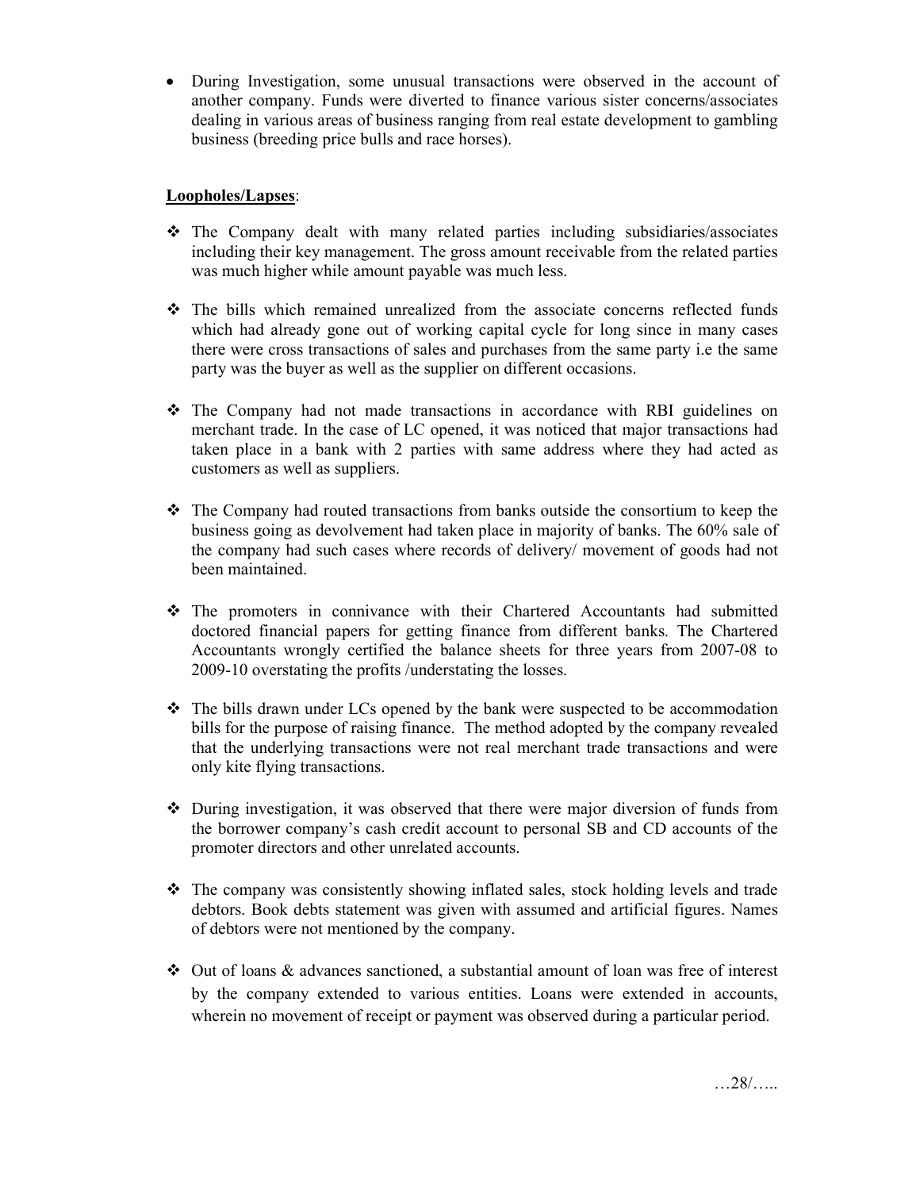- During Investigation, some unusual transactions were observed in the account of another company. Funds were diverted to finance various sister concerns/associates dealing in various areas of business ranging from real estate development to gambling business (breeding price bulls and race horses).

**Loopholes/Lapses**:

- The Company dealt with many related parties including subsidiaries/associates including their key management. The gross amount receivable from the related parties was much higher while amount payable was much less.

- The bills which remained unrealized from the associate concerns reflected funds which had already gone out of working capital cycle for long since in many cases there were cross transactions of sales and purchases from the same party i.e the same party was the buyer as well as the supplier on different occasions.

- The Company had not made transactions in accordance with RBI guidelines on merchant trade. In the case of LC opened, it was noticed that major transactions had taken place in a bank with 2 parties with same address where they had acted as customers as well as suppliers.

- The Company had routed transactions from banks outside the consortium to keep the business going as devolvement had taken place in majority of banks. The 60% sale of the company had such cases where records of delivery/ movement of goods had not been maintained.

- The promoters in connivance with their Chartered Accountants had submitted doctored financial papers for getting finance from different banks. The Chartered Accountants wrongly certified the balance sheets for three years from 2007-08 to 2009-10 overstating the profits /understating the losses.

- The bills drawn under LCs opened by the bank were suspected to be accommodation bills for the purpose of raising finance. The method adopted by the company revealed that the underlying transactions were not real merchant trade transactions and were only kite flying transactions.

- During investigation, it was observed that there were major diversion of funds from the borrower company's cash credit account to personal SB and CD accounts of the promoter directors and other unrelated accounts.

- The company was consistently showing inflated sales, stock holding levels and trade debtors. Book debts statement was given with assumed and artificial figures. Names of debtors were not mentioned by the company.

- Out of loans & advances sanctioned, a substantial amount of loan was free of interest by the company extended to various entities. Loans were extended in accounts, wherein no movement of receipt or payment was observed during a particular period.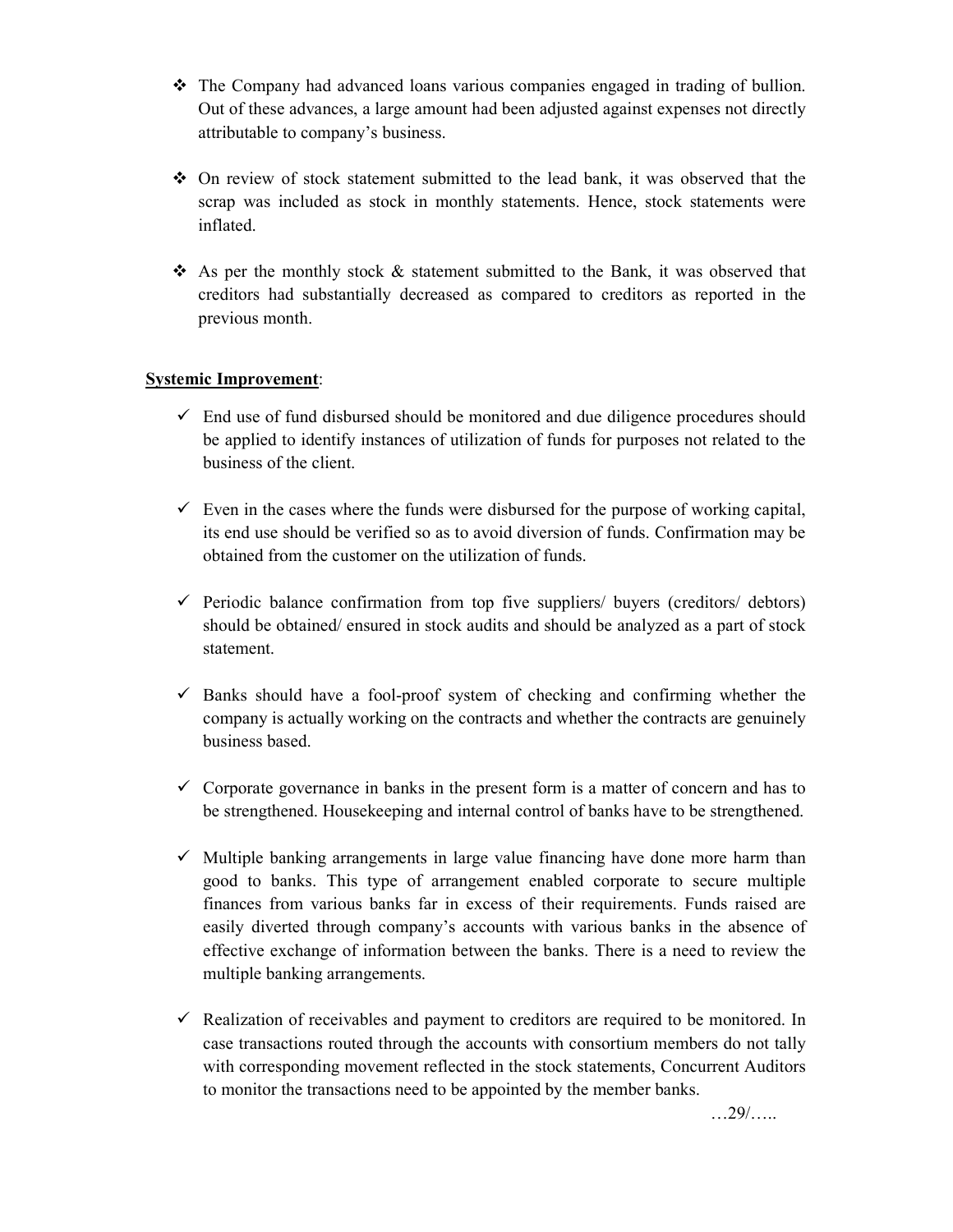- The Company had advanced loans various companies engaged in trading of bullion. Out of these advances, a large amount had been adjusted against expenses not directly attributable to company's business.

- On review of stock statement submitted to the lead bank, it was observed that the scrap was included as stock in monthly statements. Hence, stock statements were inflated.

- As per the monthly stock & statement submitted to the Bank, it was observed that creditors had substantially decreased as compared to creditors as reported in the previous month.

**Systemic Improvement**:

- ✓ End use of fund disbursed should be monitored and due diligence procedures should be applied to identify instances of utilization of funds for purposes not related to the business of the client.

- ✓ Even in the cases where the funds were disbursed for the purpose of working capital, its end use should be verified so as to avoid diversion of funds. Confirmation may be obtained from the customer on the utilization of funds.

- ✓ Periodic balance confirmation from top five suppliers/ buyers (creditors/ debtors) should be obtained/ ensured in stock audits and should be analyzed as a part of stock statement.

- ✓ Banks should have a fool-proof system of checking and confirming whether the company is actually working on the contracts and whether the contracts are genuinely business based.

- ✓ Corporate governance in banks in the present form is a matter of concern and has to be strengthened. Housekeeping and internal control of banks have to be strengthened.

- ✓ Multiple banking arrangements in large value financing have done more harm than good to banks. This type of arrangement enabled corporate to secure multiple finances from various banks far in excess of their requirements. Funds raised are easily diverted through company's accounts with various banks in the absence of effective exchange of information between the banks. There is a need to review the multiple banking arrangements.

- ✓ Realization of receivables and payment to creditors are required to be monitored. In case transactions routed through the accounts with consortium members do not tally with corresponding movement reflected in the stock statements, Concurrent Auditors to monitor the transactions need to be appointed by the member banks.

…29/…..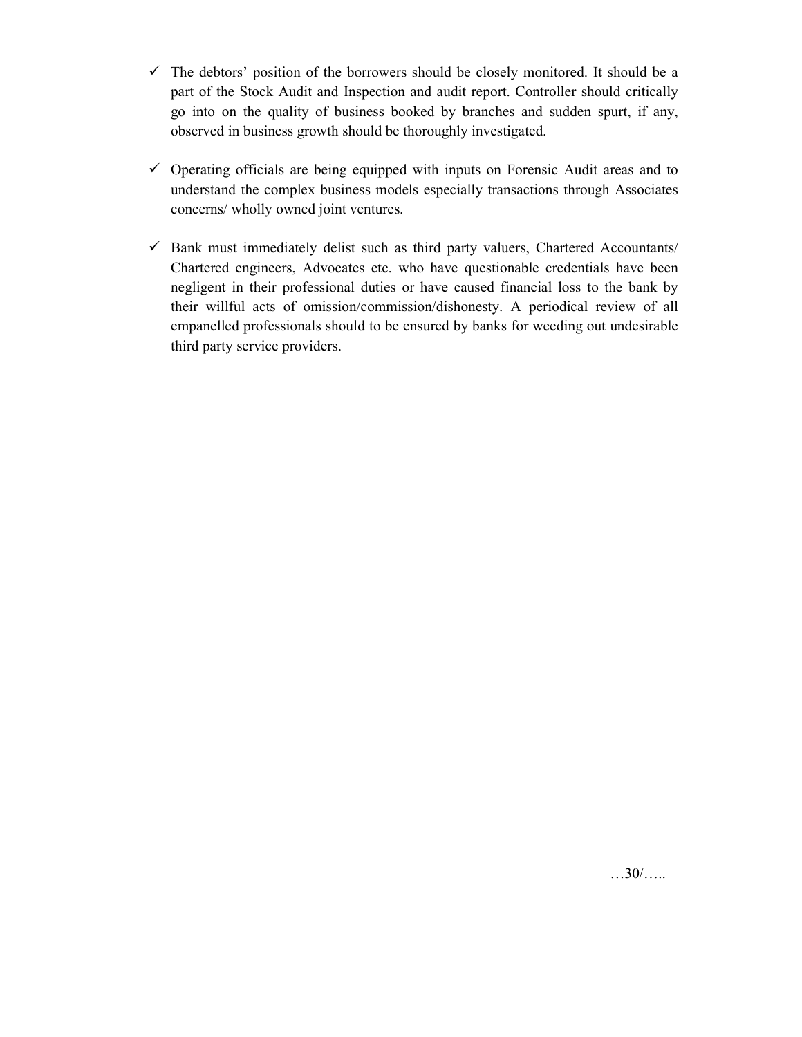- ✓ The debtors' position of the borrowers should be closely monitored. It should be a part of the Stock Audit and Inspection and audit report. Controller should critically go into on the quality of business booked by branches and sudden spurt, if any, observed in business growth should be thoroughly investigated.

- ✓ Operating officials are being equipped with inputs on Forensic Audit areas and to understand the complex business models especially transactions through Associates concerns/ wholly owned joint ventures.

- ✓ Bank must immediately delist such as third party valuers, Chartered Accountants/ Chartered engineers, Advocates etc. who have questionable credentials have been negligent in their professional duties or have caused financial loss to the bank by their willful acts of omission/commission/dishonesty. A periodical review of all empanelled professionals should to be ensured by banks for weeding out undesirable third party service providers.

…30/…..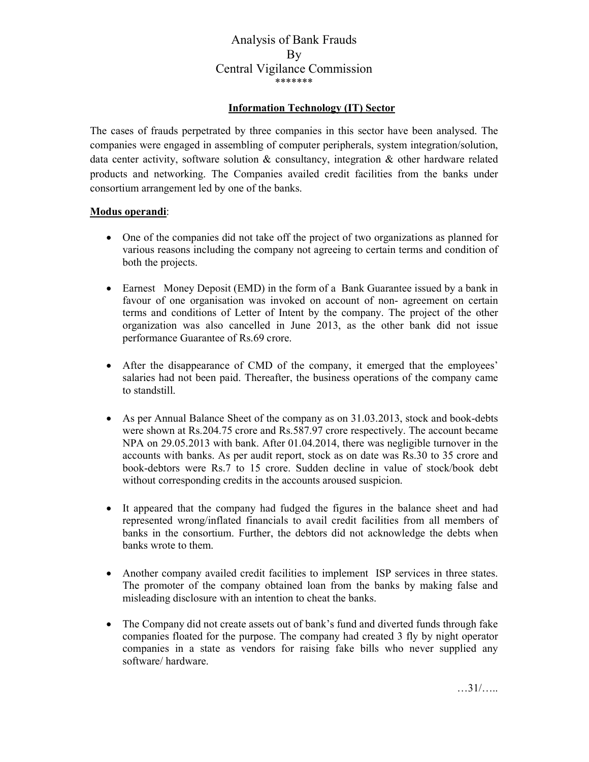# Analysis of Bank Frauds
# By
# Central Vigilance Commission

\*\*\*\*\*\*\*

## Information Technology (IT) Sector

The cases of frauds perpetrated by three companies in this sector have been analysed. The companies were engaged in assembling of computer peripherals, system integration/solution, data center activity, software solution & consultancy, integration & other hardware related products and networking. The Companies availed credit facilities from the banks under consortium arrangement led by one of the banks.

**Modus operandi**:

- One of the companies did not take off the project of two organizations as planned for various reasons including the company not agreeing to certain terms and condition of both the projects.

- Earnest Money Deposit (EMD) in the form of a Bank Guarantee issued by a bank in favour of one organisation was invoked on account of non- agreement on certain terms and conditions of Letter of Intent by the company. The project of the other organization was also cancelled in June 2013, as the other bank did not issue performance Guarantee of Rs.69 crore.

- After the disappearance of CMD of the company, it emerged that the employees' salaries had not been paid. Thereafter, the business operations of the company came to standstill.

- As per Annual Balance Sheet of the company as on 31.03.2013, stock and book-debts were shown at Rs.204.75 crore and Rs.587.97 crore respectively. The account became NPA on 29.05.2013 with bank. After 01.04.2014, there was negligible turnover in the accounts with banks. As per audit report, stock as on date was Rs.30 to 35 crore and book-debtors were Rs.7 to 15 crore. Sudden decline in value of stock/book debt without corresponding credits in the accounts aroused suspicion.

- It appeared that the company had fudged the figures in the balance sheet and had represented wrong/inflated financials to avail credit facilities from all members of banks in the consortium. Further, the debtors did not acknowledge the debts when banks wrote to them.

- Another company availed credit facilities to implement ISP services in three states. The promoter of the company obtained loan from the banks by making false and misleading disclosure with an intention to cheat the banks.

- The Company did not create assets out of bank's fund and diverted funds through fake companies floated for the purpose. The company had created 3 fly by night operator companies in a state as vendors for raising fake bills who never supplied any software/ hardware.

…31/…..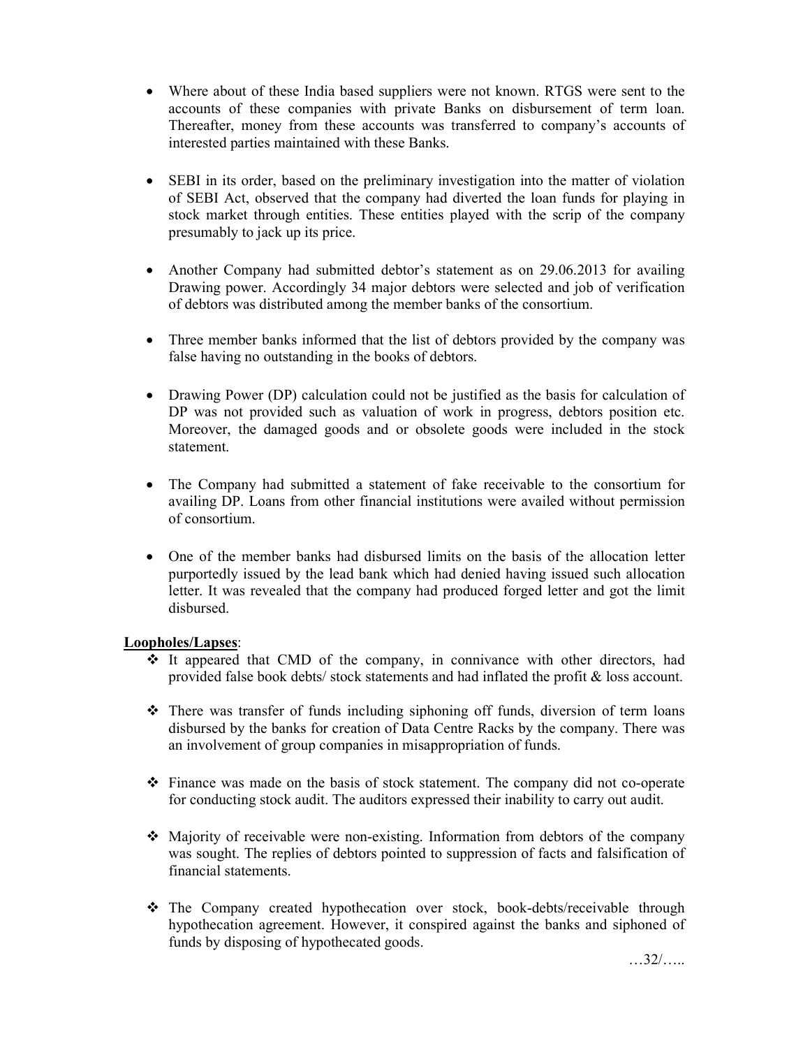- Where about of these India based suppliers were not known. RTGS were sent to the accounts of these companies with private Banks on disbursement of term loan. Thereafter, money from these accounts was transferred to company's accounts of interested parties maintained with these Banks.

- SEBI in its order, based on the preliminary investigation into the matter of violation of SEBI Act, observed that the company had diverted the loan funds for playing in stock market through entities. These entities played with the scrip of the company presumably to jack up its price.

- Another Company had submitted debtor's statement as on 29.06.2013 for availing Drawing power. Accordingly 34 major debtors were selected and job of verification of debtors was distributed among the member banks of the consortium.

- Three member banks informed that the list of debtors provided by the company was false having no outstanding in the books of debtors.

- Drawing Power (DP) calculation could not be justified as the basis for calculation of DP was not provided such as valuation of work in progress, debtors position etc. Moreover, the damaged goods and or obsolete goods were included in the stock statement.

- The Company had submitted a statement of fake receivable to the consortium for availing DP. Loans from other financial institutions were availed without permission of consortium.

- One of the member banks had disbursed limits on the basis of the allocation letter purportedly issued by the lead bank which had denied having issued such allocation letter. It was revealed that the company had produced forged letter and got the limit disbursed.

**Loopholes/Lapses**:

- It appeared that CMD of the company, in connivance with other directors, had provided false book debts/ stock statements and had inflated the profit & loss account.

- There was transfer of funds including siphoning off funds, diversion of term loans disbursed by the banks for creation of Data Centre Racks by the company. There was an involvement of group companies in misappropriation of funds.

- Finance was made on the basis of stock statement. The company did not co-operate for conducting stock audit. The auditors expressed their inability to carry out audit.

- Majority of receivable were non-existing. Information from debtors of the company was sought. The replies of debtors pointed to suppression of facts and falsification of financial statements.

- The Company created hypothecation over stock, book-debts/receivable through hypothecation agreement. However, it conspired against the banks and siphoned of funds by disposing of hypothecated goods.

…32/…..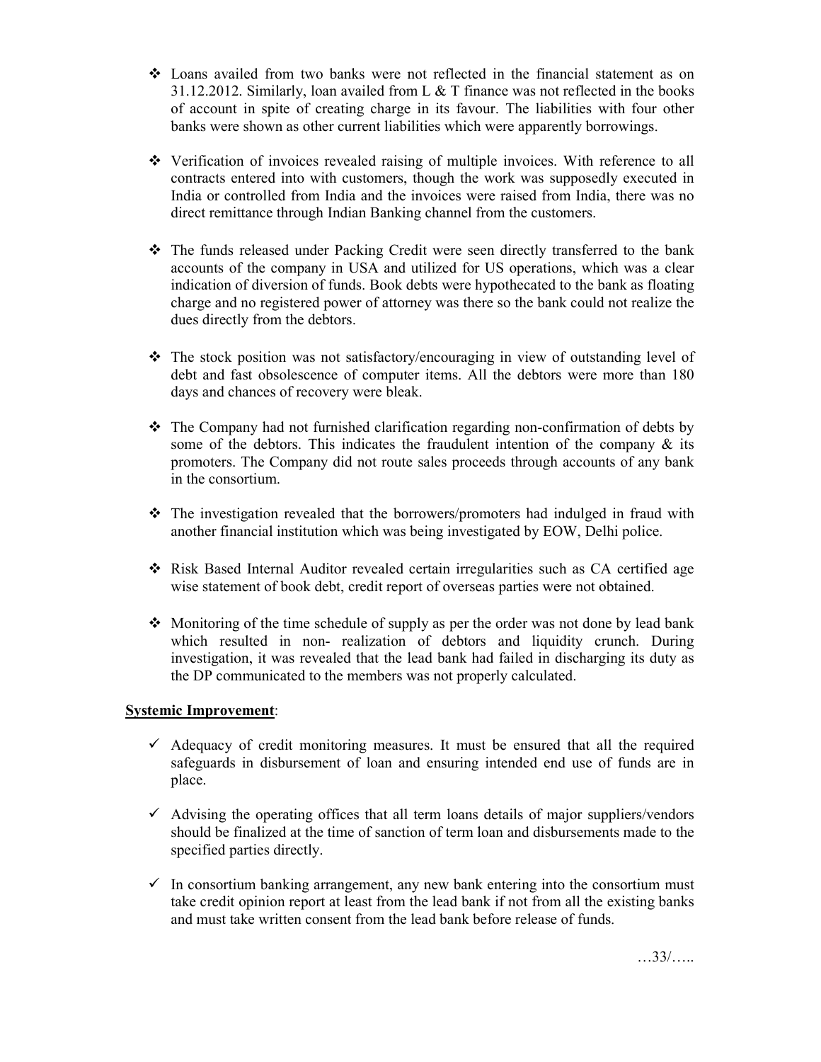- Loans availed from two banks were not reflected in the financial statement as on 31.12.2012. Similarly, loan availed from L & T finance was not reflected in the books of account in spite of creating charge in its favour. The liabilities with four other banks were shown as other current liabilities which were apparently borrowings.

- Verification of invoices revealed raising of multiple invoices. With reference to all contracts entered into with customers, though the work was supposedly executed in India or controlled from India and the invoices were raised from India, there was no direct remittance through Indian Banking channel from the customers.

- The funds released under Packing Credit were seen directly transferred to the bank accounts of the company in USA and utilized for US operations, which was a clear indication of diversion of funds. Book debts were hypothecated to the bank as floating charge and no registered power of attorney was there so the bank could not realize the dues directly from the debtors.

- The stock position was not satisfactory/encouraging in view of outstanding level of debt and fast obsolescence of computer items. All the debtors were more than 180 days and chances of recovery were bleak.

- The Company had not furnished clarification regarding non-confirmation of debts by some of the debtors. This indicates the fraudulent intention of the company & its promoters. The Company did not route sales proceeds through accounts of any bank in the consortium.

- The investigation revealed that the borrowers/promoters had indulged in fraud with another financial institution which was being investigated by EOW, Delhi police.

- Risk Based Internal Auditor revealed certain irregularities such as CA certified age wise statement of book debt, credit report of overseas parties were not obtained.

- Monitoring of the time schedule of supply as per the order was not done by lead bank which resulted in non- realization of debtors and liquidity crunch. During investigation, it was revealed that the lead bank had failed in discharging its duty as the DP communicated to the members was not properly calculated.

**Systemic Improvement**:

- Adequacy of credit monitoring measures. It must be ensured that all the required safeguards in disbursement of loan and ensuring intended end use of funds are in place.

- Advising the operating offices that all term loans details of major suppliers/vendors should be finalized at the time of sanction of term loan and disbursements made to the specified parties directly.

- In consortium banking arrangement, any new bank entering into the consortium must take credit opinion report at least from the lead bank if not from all the existing banks and must take written consent from the lead bank before release of funds.

…33/…..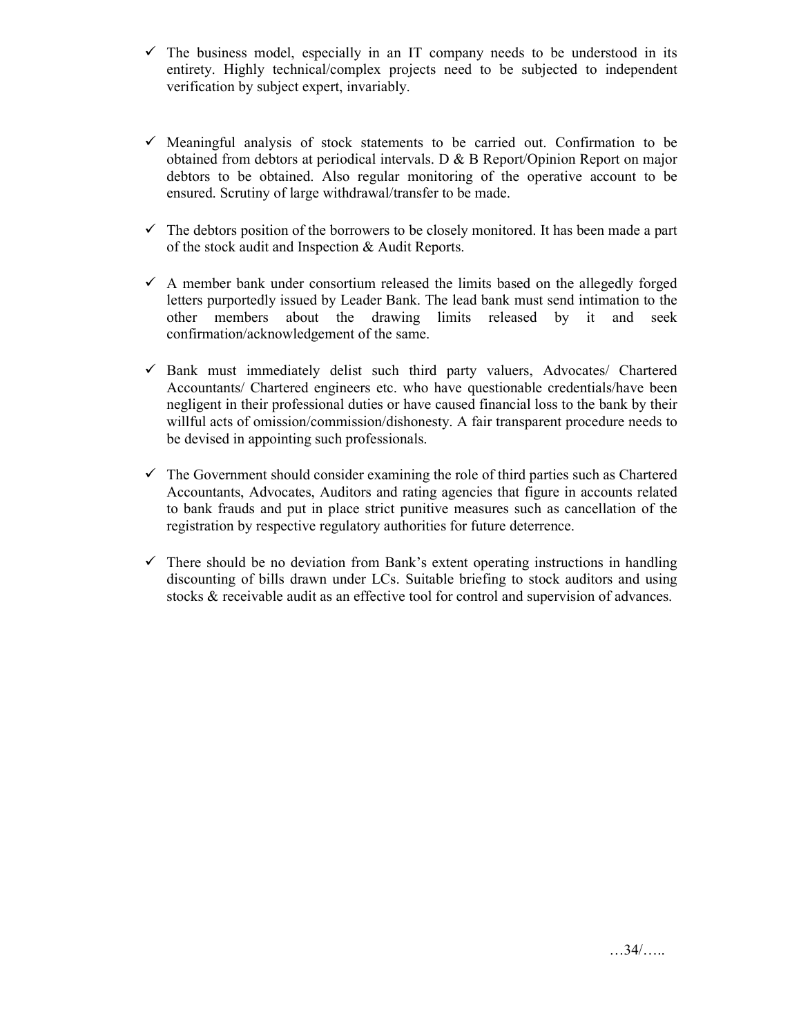- ✓ The business model, especially in an IT company needs to be understood in its entirety. Highly technical/complex projects need to be subjected to independent verification by subject expert, invariably.

- ✓ Meaningful analysis of stock statements to be carried out. Confirmation to be obtained from debtors at periodical intervals. D & B Report/Opinion Report on major debtors to be obtained. Also regular monitoring of the operative account to be ensured. Scrutiny of large withdrawal/transfer to be made.

- ✓ The debtors position of the borrowers to be closely monitored. It has been made a part of the stock audit and Inspection & Audit Reports.

- ✓ A member bank under consortium released the limits based on the allegedly forged letters purportedly issued by Leader Bank. The lead bank must send intimation to the other members about the drawing limits released by it and seek confirmation/acknowledgement of the same.

- ✓ Bank must immediately delist such third party valuers, Advocates/ Chartered Accountants/ Chartered engineers etc. who have questionable credentials/have been negligent in their professional duties or have caused financial loss to the bank by their willful acts of omission/commission/dishonesty. A fair transparent procedure needs to be devised in appointing such professionals.

- ✓ The Government should consider examining the role of third parties such as Chartered Accountants, Advocates, Auditors and rating agencies that figure in accounts related to bank frauds and put in place strict punitive measures such as cancellation of the registration by respective regulatory authorities for future deterrence.

- ✓ There should be no deviation from Bank's extent operating instructions in handling discounting of bills drawn under LCs. Suitable briefing to stock auditors and using stocks & receivable audit as an effective tool for control and supervision of advances.

…34/…..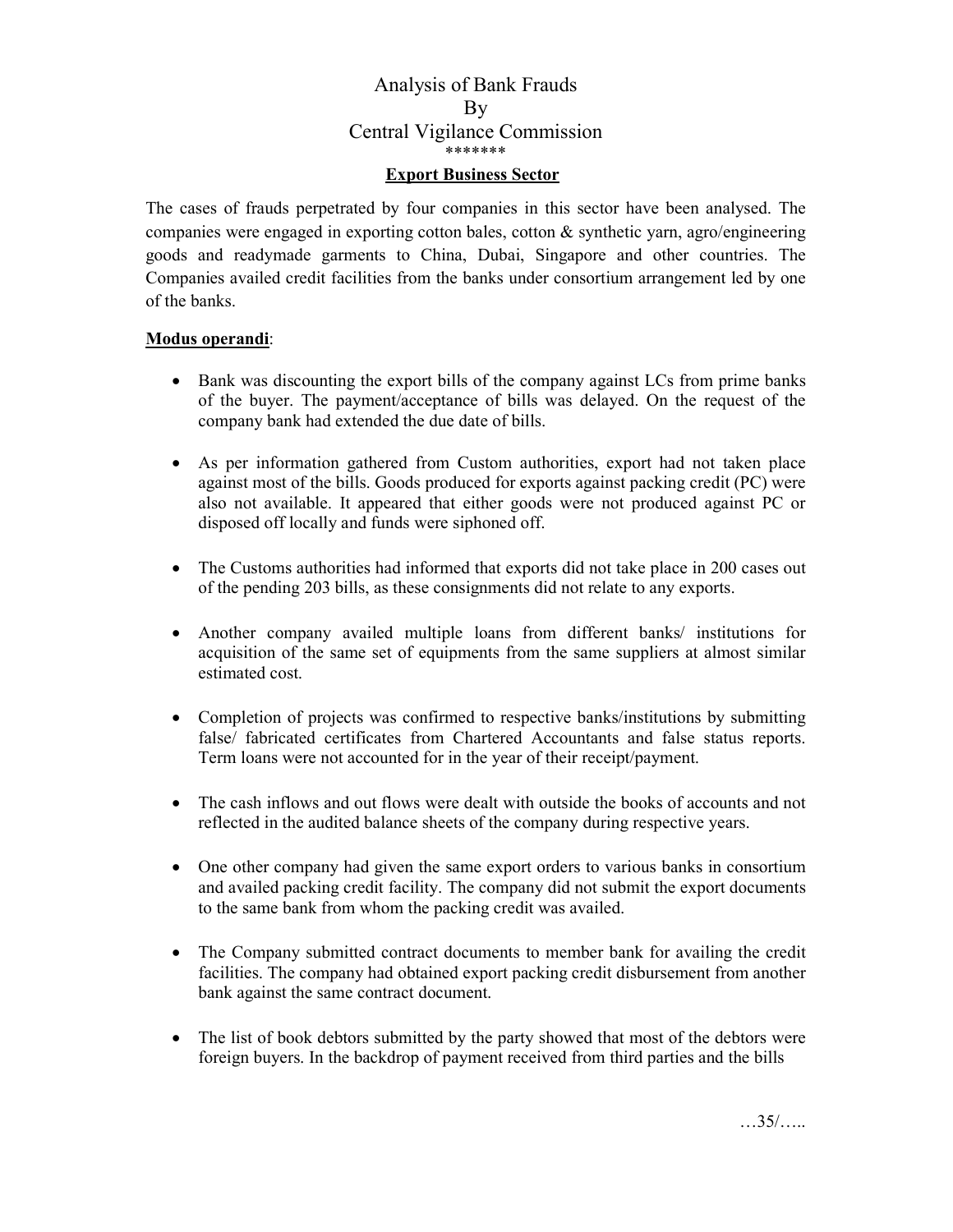# Analysis of Bank Frauds
# By
# Central Vigilance Commission

\*\*\*\*\*\*\*

## Export Business Sector

The cases of frauds perpetrated by four companies in this sector have been analysed. The companies were engaged in exporting cotton bales, cotton & synthetic yarn, agro/engineering goods and readymade garments to China, Dubai, Singapore and other countries. The Companies availed credit facilities from the banks under consortium arrangement led by one of the banks.

**Modus operandi**:

- Bank was discounting the export bills of the company against LCs from prime banks of the buyer. The payment/acceptance of bills was delayed. On the request of the company bank had extended the due date of bills.
- As per information gathered from Custom authorities, export had not taken place against most of the bills. Goods produced for exports against packing credit (PC) were also not available. It appeared that either goods were not produced against PC or disposed off locally and funds were siphoned off.
- The Customs authorities had informed that exports did not take place in 200 cases out of the pending 203 bills, as these consignments did not relate to any exports.
- Another company availed multiple loans from different banks/ institutions for acquisition of the same set of equipments from the same suppliers at almost similar estimated cost.
- Completion of projects was confirmed to respective banks/institutions by submitting false/ fabricated certificates from Chartered Accountants and false status reports. Term loans were not accounted for in the year of their receipt/payment.
- The cash inflows and out flows were dealt with outside the books of accounts and not reflected in the audited balance sheets of the company during respective years.
- One other company had given the same export orders to various banks in consortium and availed packing credit facility. The company did not submit the export documents to the same bank from whom the packing credit was availed.
- The Company submitted contract documents to member bank for availing the credit facilities. The company had obtained export packing credit disbursement from another bank against the same contract document.
- The list of book debtors submitted by the party showed that most of the debtors were foreign buyers. In the backdrop of payment received from third parties and the bills

…35/…..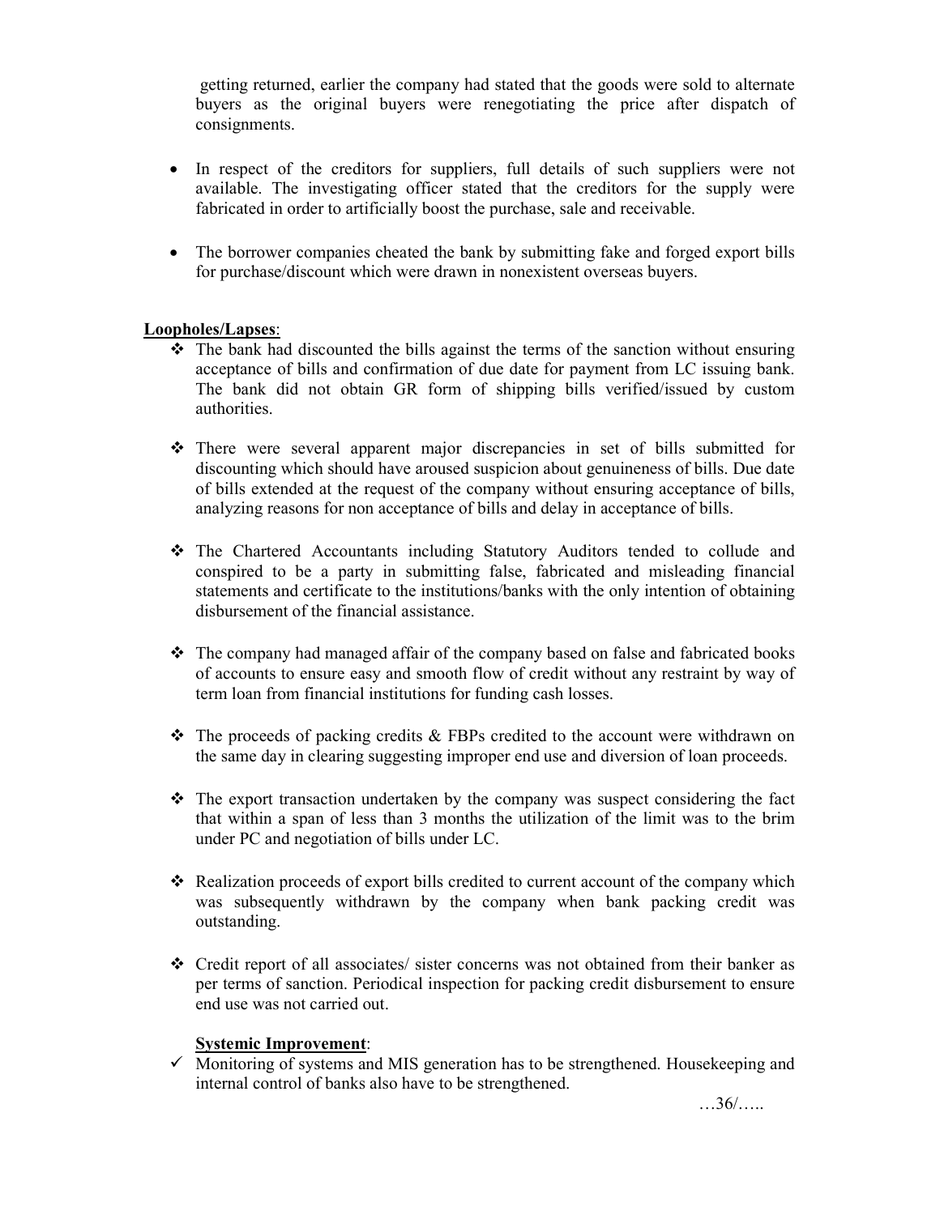getting returned, earlier the company had stated that the goods were sold to alternate buyers as the original buyers were renegotiating the price after dispatch of consignments.

- In respect of the creditors for suppliers, full details of such suppliers were not available. The investigating officer stated that the creditors for the supply were fabricated in order to artificially boost the purchase, sale and receivable.

- The borrower companies cheated the bank by submitting fake and forged export bills for purchase/discount which were drawn in nonexistent overseas buyers.

**Loopholes/Lapses**:

- ❖ The bank had discounted the bills against the terms of the sanction without ensuring acceptance of bills and confirmation of due date for payment from LC issuing bank. The bank did not obtain GR form of shipping bills verified/issued by custom authorities.

- ❖ There were several apparent major discrepancies in set of bills submitted for discounting which should have aroused suspicion about genuineness of bills. Due date of bills extended at the request of the company without ensuring acceptance of bills, analyzing reasons for non acceptance of bills and delay in acceptance of bills.

- ❖ The Chartered Accountants including Statutory Auditors tended to collude and conspired to be a party in submitting false, fabricated and misleading financial statements and certificate to the institutions/banks with the only intention of obtaining disbursement of the financial assistance.

- ❖ The company had managed affair of the company based on false and fabricated books of accounts to ensure easy and smooth flow of credit without any restraint by way of term loan from financial institutions for funding cash losses.

- ❖ The proceeds of packing credits & FBPs credited to the account were withdrawn on the same day in clearing suggesting improper end use and diversion of loan proceeds.

- ❖ The export transaction undertaken by the company was suspect considering the fact that within a span of less than 3 months the utilization of the limit was to the brim under PC and negotiation of bills under LC.

- ❖ Realization proceeds of export bills credited to current account of the company which was subsequently withdrawn by the company when bank packing credit was outstanding.

- ❖ Credit report of all associates/ sister concerns was not obtained from their banker as per terms of sanction. Periodical inspection for packing credit disbursement to ensure end use was not carried out.

**Systemic Improvement**:

- ✓ Monitoring of systems and MIS generation has to be strengthened. Housekeeping and internal control of banks also have to be strengthened.

…36/…..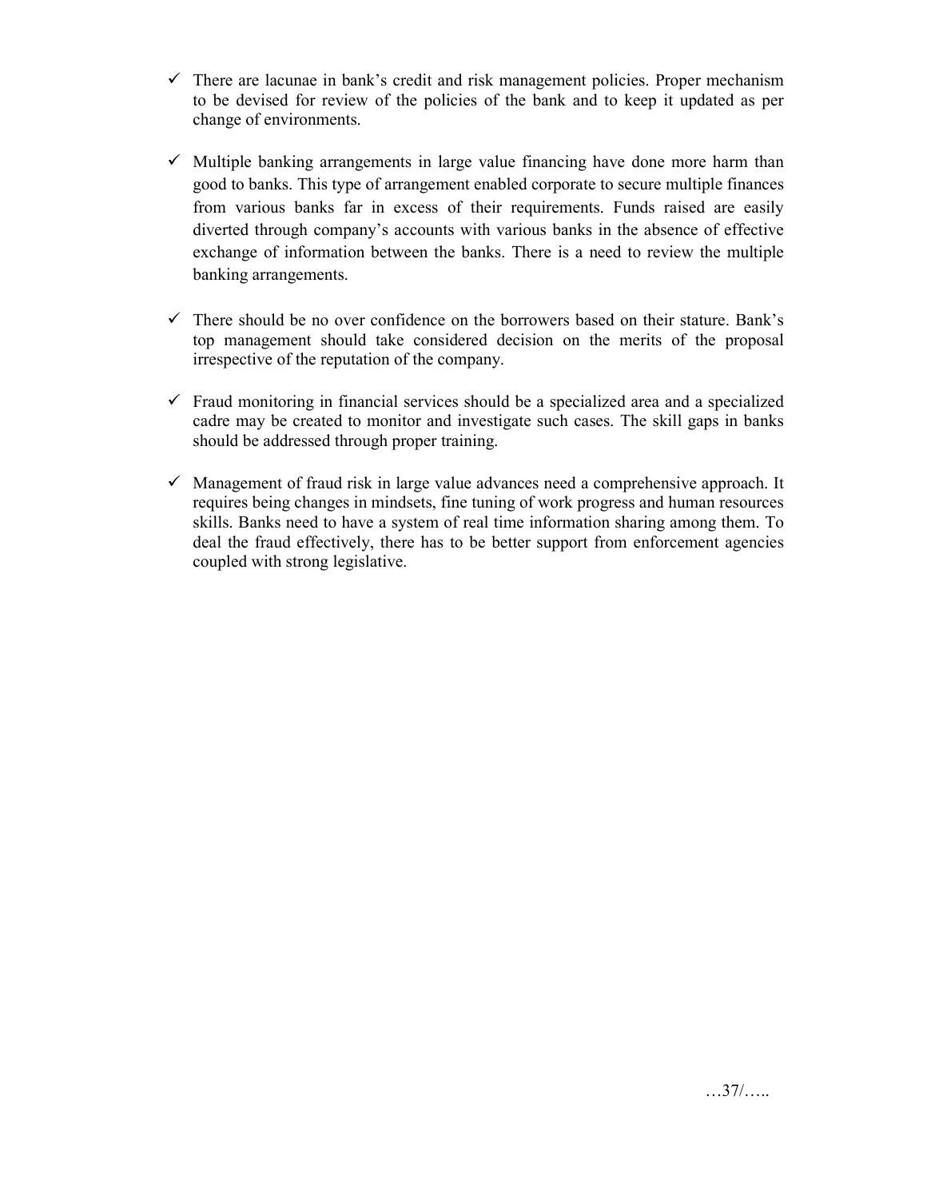- There are lacunae in bank's credit and risk management policies. Proper mechanism to be devised for review of the policies of the bank and to keep it updated as per change of environments.

- Multiple banking arrangements in large value financing have done more harm than good to banks. This type of arrangement enabled corporate to secure multiple finances from various banks far in excess of their requirements. Funds raised are easily diverted through company's accounts with various banks in the absence of effective exchange of information between the banks. There is a need to review the multiple banking arrangements.

- There should be no over confidence on the borrowers based on their stature. Bank's top management should take considered decision on the merits of the proposal irrespective of the reputation of the company.

- Fraud monitoring in financial services should be a specialized area and a specialized cadre may be created to monitor and investigate such cases. The skill gaps in banks should be addressed through proper training.

- Management of fraud risk in large value advances need a comprehensive approach. It requires being changes in mindsets, fine tuning of work progress and human resources skills. Banks need to have a system of real time information sharing among them. To deal the fraud effectively, there has to be better support from enforcement agencies coupled with strong legislative.

…37/…..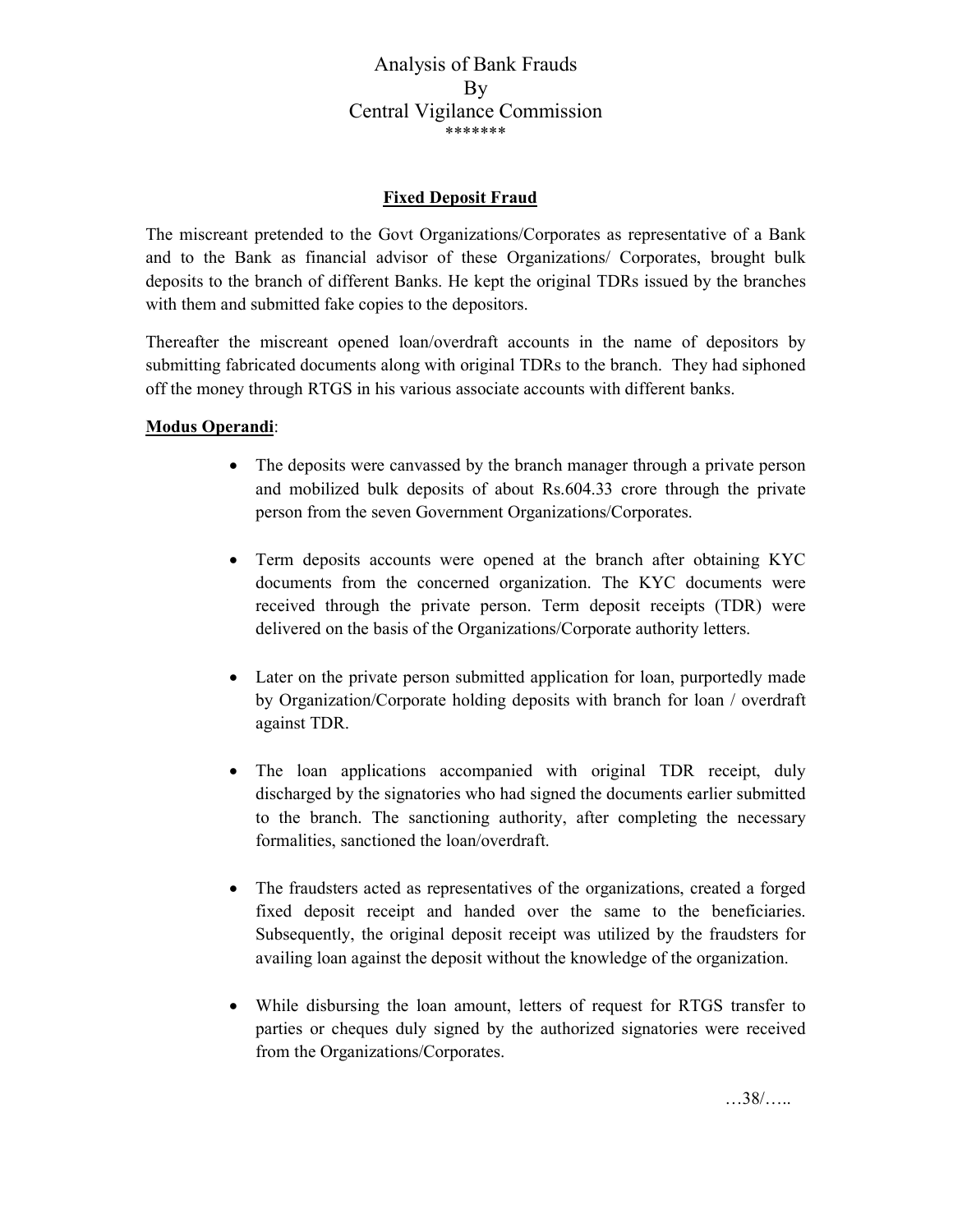# Analysis of Bank Frauds
# By
# Central Vigilance Commission

*******

## Fixed Deposit Fraud

The miscreant pretended to the Govt Organizations/Corporates as representative of a Bank and to the Bank as financial advisor of these Organizations/ Corporates, brought bulk deposits to the branch of different Banks. He kept the original TDRs issued by the branches with them and submitted fake copies to the depositors.

Thereafter the miscreant opened loan/overdraft accounts in the name of depositors by submitting fabricated documents along with original TDRs to the branch. They had siphoned off the money through RTGS in his various associate accounts with different banks.

**Modus Operandi**:

- The deposits were canvassed by the branch manager through a private person and mobilized bulk deposits of about Rs.604.33 crore through the private person from the seven Government Organizations/Corporates.

- Term deposits accounts were opened at the branch after obtaining KYC documents from the concerned organization. The KYC documents were received through the private person. Term deposit receipts (TDR) were delivered on the basis of the Organizations/Corporate authority letters.

- Later on the private person submitted application for loan, purportedly made by Organization/Corporate holding deposits with branch for loan / overdraft against TDR.

- The loan applications accompanied with original TDR receipt, duly discharged by the signatories who had signed the documents earlier submitted to the branch. The sanctioning authority, after completing the necessary formalities, sanctioned the loan/overdraft.

- The fraudsters acted as representatives of the organizations, created a forged fixed deposit receipt and handed over the same to the beneficiaries. Subsequently, the original deposit receipt was utilized by the fraudsters for availing loan against the deposit without the knowledge of the organization.

- While disbursing the loan amount, letters of request for RTGS transfer to parties or cheques duly signed by the authorized signatories were received from the Organizations/Corporates.

…38/…..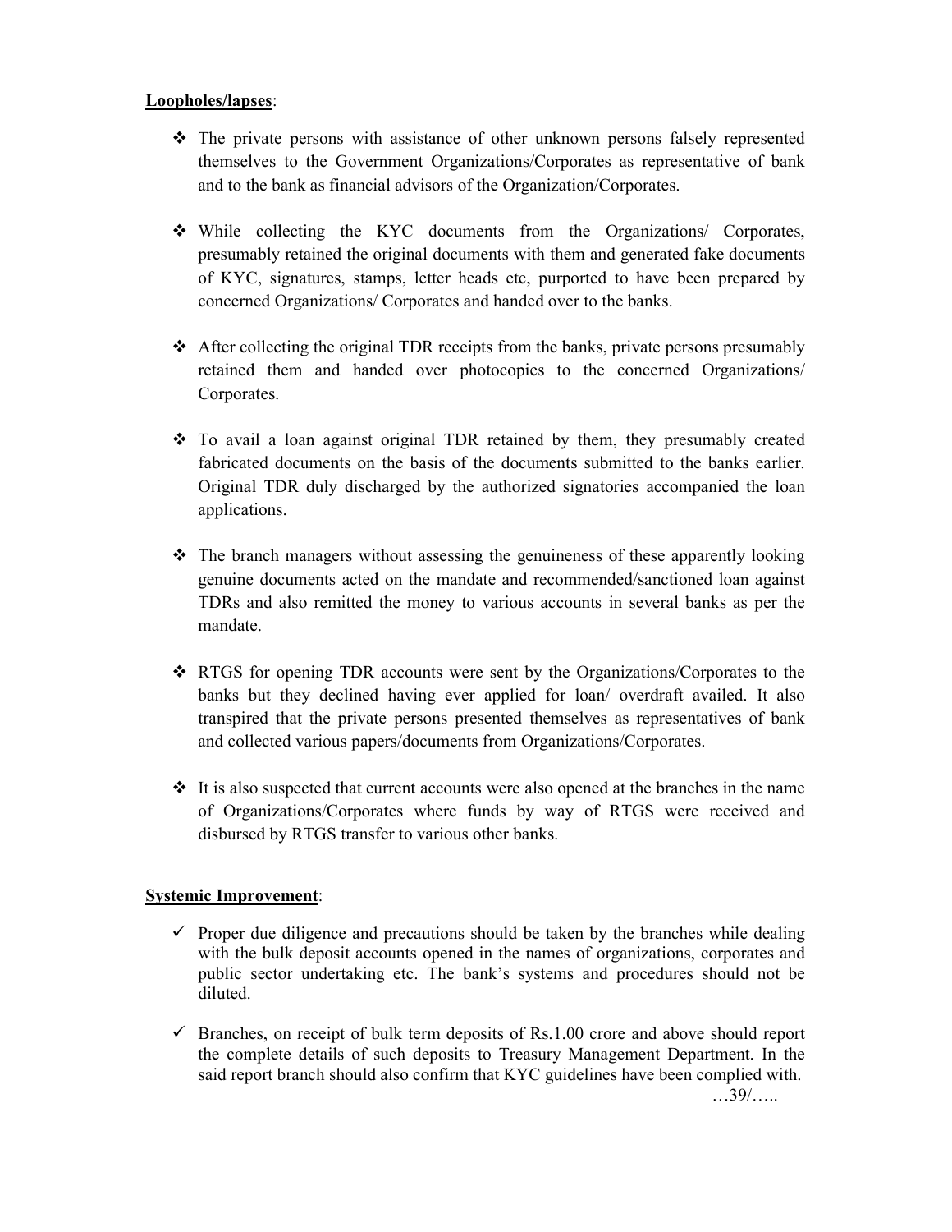**Loopholes/lapses**:

- The private persons with assistance of other unknown persons falsely represented themselves to the Government Organizations/Corporates as representative of bank and to the bank as financial advisors of the Organization/Corporates.

- While collecting the KYC documents from the Organizations/ Corporates, presumably retained the original documents with them and generated fake documents of KYC, signatures, stamps, letter heads etc, purported to have been prepared by concerned Organizations/ Corporates and handed over to the banks.

- After collecting the original TDR receipts from the banks, private persons presumably retained them and handed over photocopies to the concerned Organizations/ Corporates.

- To avail a loan against original TDR retained by them, they presumably created fabricated documents on the basis of the documents submitted to the banks earlier. Original TDR duly discharged by the authorized signatories accompanied the loan applications.

- The branch managers without assessing the genuineness of these apparently looking genuine documents acted on the mandate and recommended/sanctioned loan against TDRs and also remitted the money to various accounts in several banks as per the mandate.

- RTGS for opening TDR accounts were sent by the Organizations/Corporates to the banks but they declined having ever applied for loan/ overdraft availed. It also transpired that the private persons presented themselves as representatives of bank and collected various papers/documents from Organizations/Corporates.

- It is also suspected that current accounts were also opened at the branches in the name of Organizations/Corporates where funds by way of RTGS were received and disbursed by RTGS transfer to various other banks.

**Systemic Improvement**:

- ✓ Proper due diligence and precautions should be taken by the branches while dealing with the bulk deposit accounts opened in the names of organizations, corporates and public sector undertaking etc. The bank's systems and procedures should not be diluted.

- ✓ Branches, on receipt of bulk term deposits of Rs.1.00 crore and above should report the complete details of such deposits to Treasury Management Department. In the said report branch should also confirm that KYC guidelines have been complied with.

…39/…..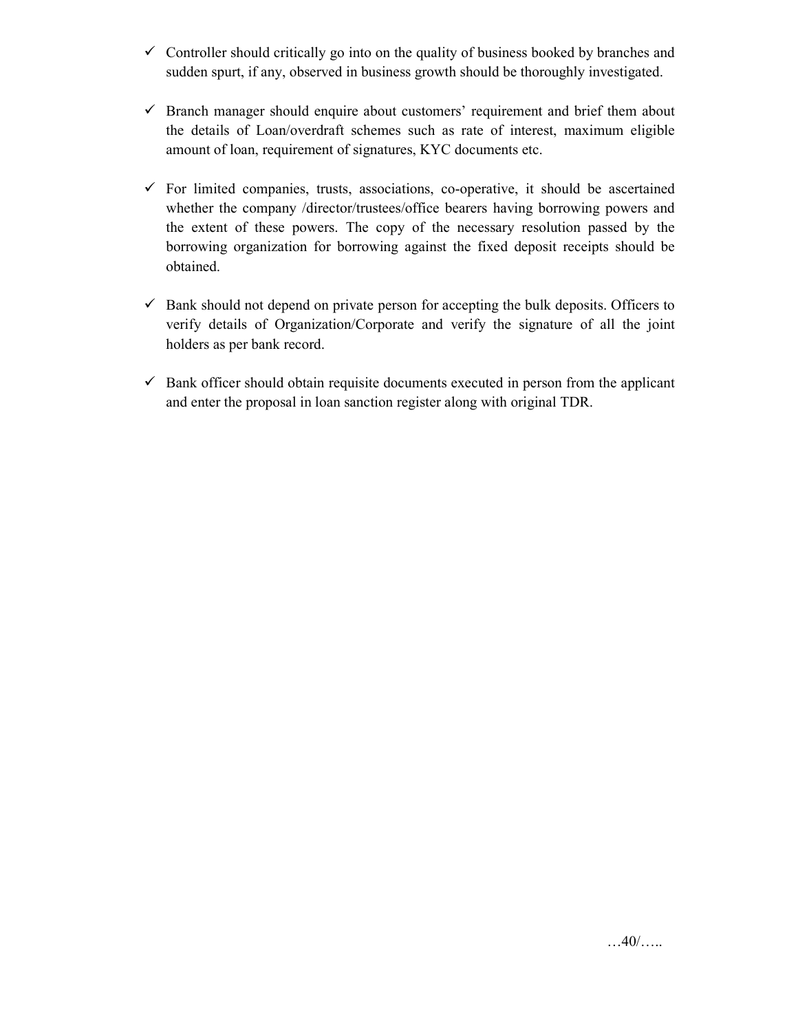- ✓ Controller should critically go into on the quality of business booked by branches and sudden spurt, if any, observed in business growth should be thoroughly investigated.

- ✓ Branch manager should enquire about customers' requirement and brief them about the details of Loan/overdraft schemes such as rate of interest, maximum eligible amount of loan, requirement of signatures, KYC documents etc.

- ✓ For limited companies, trusts, associations, co-operative, it should be ascertained whether the company /director/trustees/office bearers having borrowing powers and the extent of these powers. The copy of the necessary resolution passed by the borrowing organization for borrowing against the fixed deposit receipts should be obtained.

- ✓ Bank should not depend on private person for accepting the bulk deposits. Officers to verify details of Organization/Corporate and verify the signature of all the joint holders as per bank record.

- ✓ Bank officer should obtain requisite documents executed in person from the applicant and enter the proposal in loan sanction register along with original TDR.

…40/…..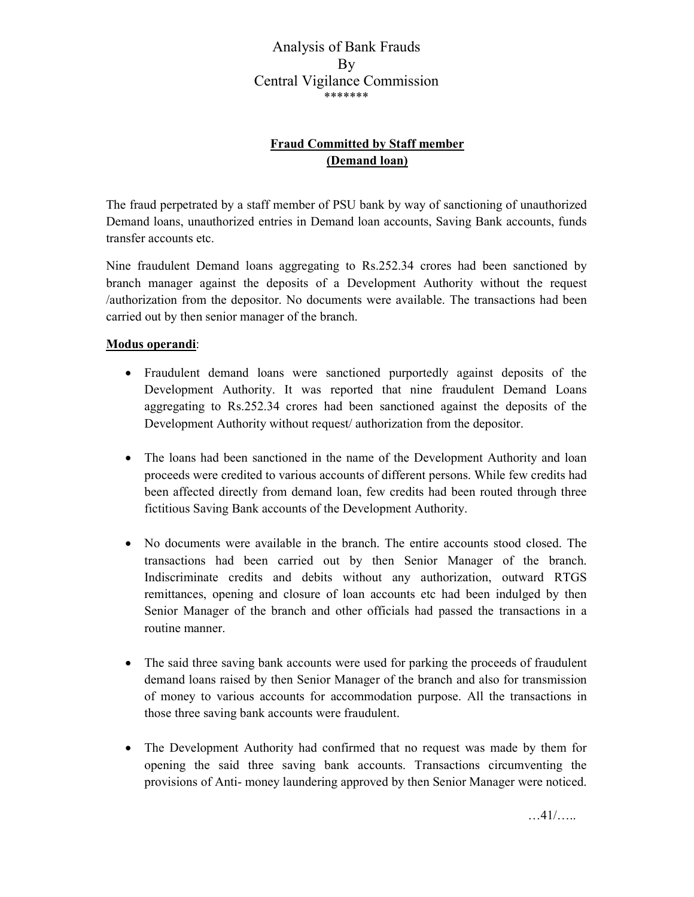# Analysis of Bank Frauds
# By
# Central Vigilance Commission

\*\*\*\*\*\*\*

## Fraud Committed by Staff member (Demand loan)

The fraud perpetrated by a staff member of PSU bank by way of sanctioning of unauthorized Demand loans, unauthorized entries in Demand loan accounts, Saving Bank accounts, funds transfer accounts etc.

Nine fraudulent Demand loans aggregating to Rs.252.34 crores had been sanctioned by branch manager against the deposits of a Development Authority without the request /authorization from the depositor. No documents were available. The transactions had been carried out by then senior manager of the branch.

**Modus operandi**:

- Fraudulent demand loans were sanctioned purportedly against deposits of the Development Authority. It was reported that nine fraudulent Demand Loans aggregating to Rs.252.34 crores had been sanctioned against the deposits of the Development Authority without request/ authorization from the depositor.

- The loans had been sanctioned in the name of the Development Authority and loan proceeds were credited to various accounts of different persons. While few credits had been affected directly from demand loan, few credits had been routed through three fictitious Saving Bank accounts of the Development Authority.

- No documents were available in the branch. The entire accounts stood closed. The transactions had been carried out by then Senior Manager of the branch. Indiscriminate credits and debits without any authorization, outward RTGS remittances, opening and closure of loan accounts etc had been indulged by then Senior Manager of the branch and other officials had passed the transactions in a routine manner.

- The said three saving bank accounts were used for parking the proceeds of fraudulent demand loans raised by then Senior Manager of the branch and also for transmission of money to various accounts for accommodation purpose. All the transactions in those three saving bank accounts were fraudulent.

- The Development Authority had confirmed that no request was made by them for opening the said three saving bank accounts. Transactions circumventing the provisions of Anti- money laundering approved by then Senior Manager were noticed.

…41/…..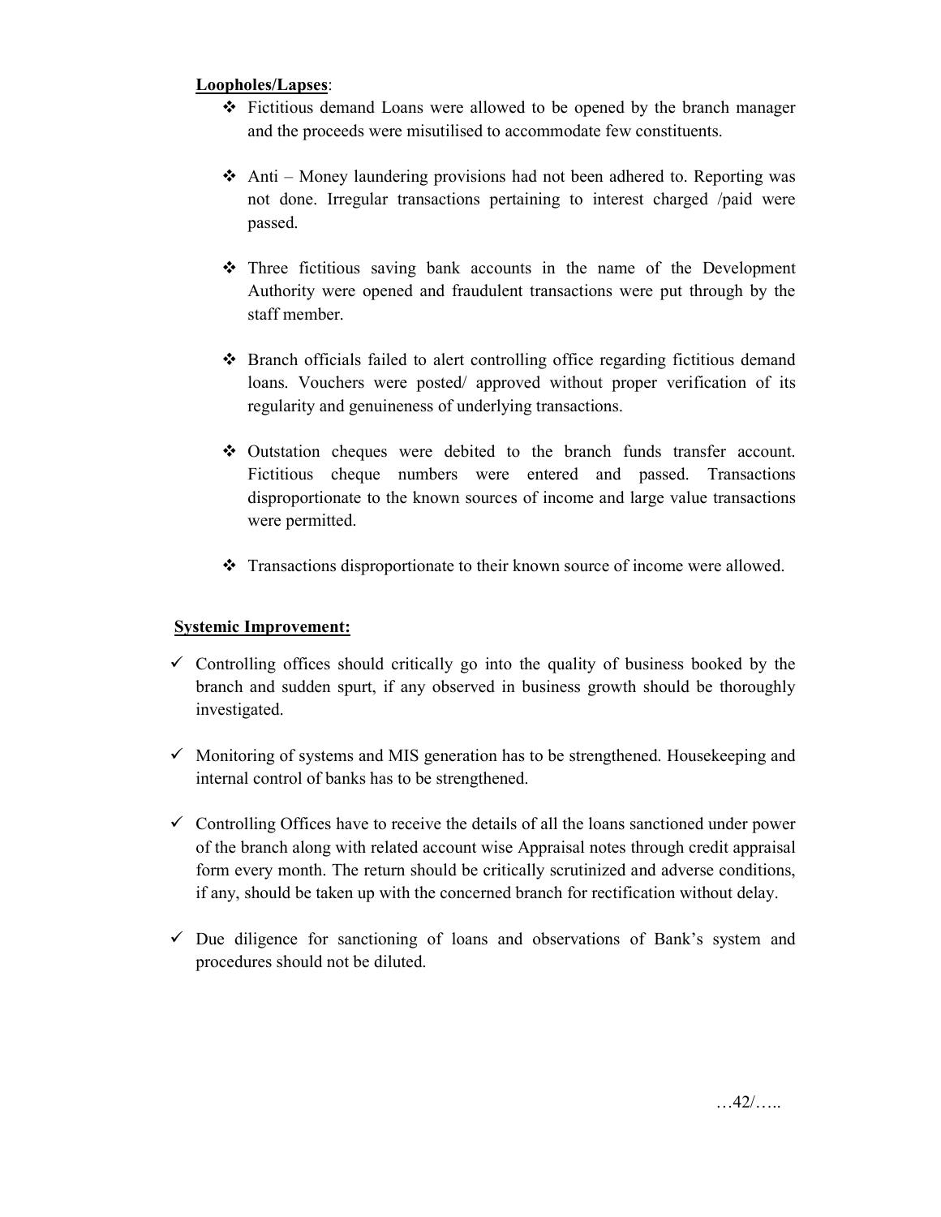**Loopholes/Lapses**:

- Fictitious demand Loans were allowed to be opened by the branch manager and the proceeds were misutilised to accommodate few constituents.
- Anti – Money laundering provisions had not been adhered to. Reporting was not done. Irregular transactions pertaining to interest charged /paid were passed.
- Three fictitious saving bank accounts in the name of the Development Authority were opened and fraudulent transactions were put through by the staff member.
- Branch officials failed to alert controlling office regarding fictitious demand loans. Vouchers were posted/ approved without proper verification of its regularity and genuineness of underlying transactions.
- Outstation cheques were debited to the branch funds transfer account. Fictitious cheque numbers were entered and passed. Transactions disproportionate to the known sources of income and large value transactions were permitted.
- Transactions disproportionate to their known source of income were allowed.

**Systemic Improvement:**

- ✓ Controlling offices should critically go into the quality of business booked by the branch and sudden spurt, if any observed in business growth should be thoroughly investigated.
- ✓ Monitoring of systems and MIS generation has to be strengthened. Housekeeping and internal control of banks has to be strengthened.
- ✓ Controlling Offices have to receive the details of all the loans sanctioned under power of the branch along with related account wise Appraisal notes through credit appraisal form every month. The return should be critically scrutinized and adverse conditions, if any, should be taken up with the concerned branch for rectification without delay.
- ✓ Due diligence for sanctioning of loans and observations of Bank's system and procedures should not be diluted.

…42/…..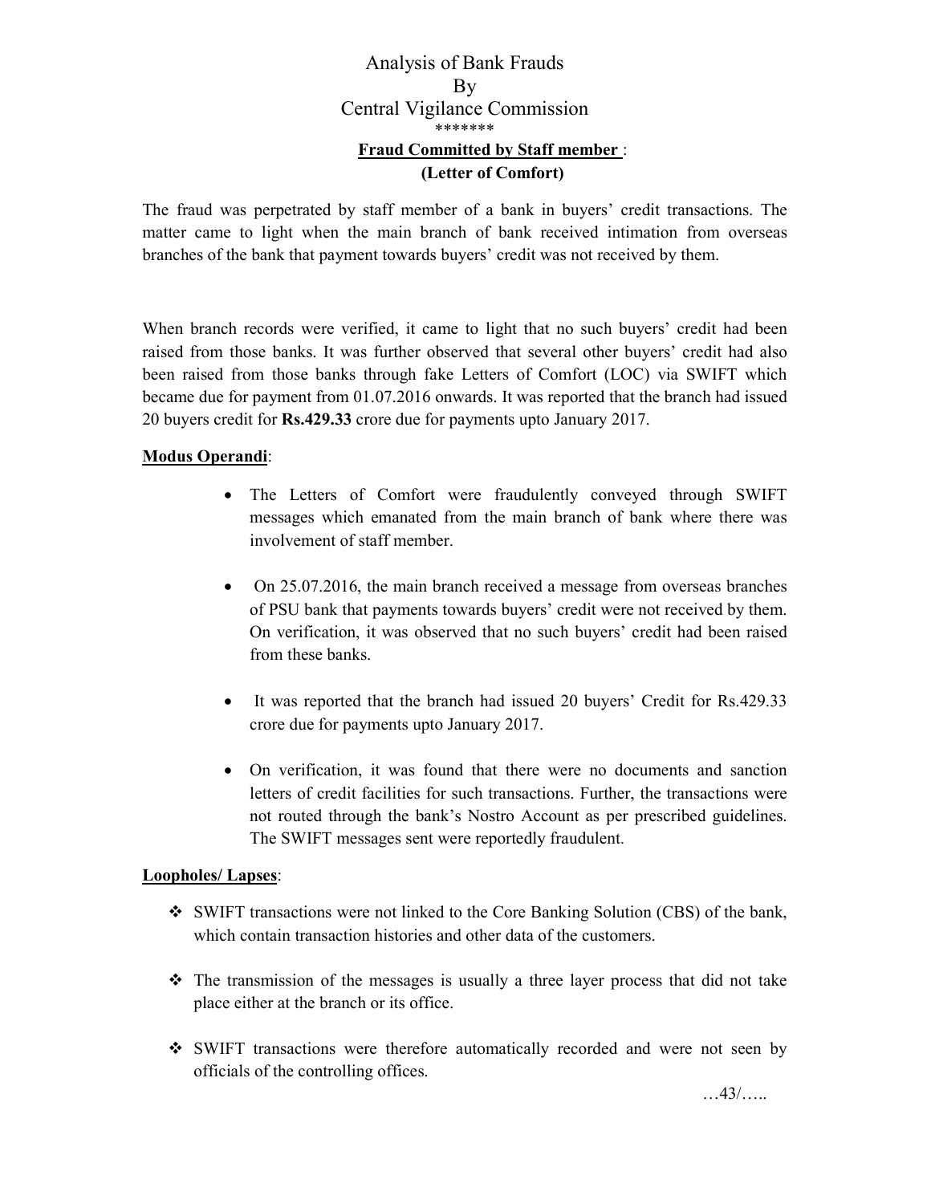# Analysis of Bank Frauds
## By
## Central Vigilance Commission

*******

### Fraud Committed by Staff member : (Letter of Comfort)

The fraud was perpetrated by staff member of a bank in buyers' credit transactions. The matter came to light when the main branch of bank received intimation from overseas branches of the bank that payment towards buyers' credit was not received by them.

When branch records were verified, it came to light that no such buyers' credit had been raised from those banks. It was further observed that several other buyers' credit had also been raised from those banks through fake Letters of Comfort (LOC) via SWIFT which became due for payment from 01.07.2016 onwards. It was reported that the branch had issued 20 buyers credit for **Rs.429.33** crore due for payments upto January 2017.

**Modus Operandi**:

- The Letters of Comfort were fraudulently conveyed through SWIFT messages which emanated from the main branch of bank where there was involvement of staff member.
- On 25.07.2016, the main branch received a message from overseas branches of PSU bank that payments towards buyers' credit were not received by them. On verification, it was observed that no such buyers' credit had been raised from these banks.
- It was reported that the branch had issued 20 buyers' Credit for Rs.429.33 crore due for payments upto January 2017.
- On verification, it was found that there were no documents and sanction letters of credit facilities for such transactions. Further, the transactions were not routed through the bank's Nostro Account as per prescribed guidelines. The SWIFT messages sent were reportedly fraudulent.

**Loopholes/ Lapses**:

- SWIFT transactions were not linked to the Core Banking Solution (CBS) of the bank, which contain transaction histories and other data of the customers.
- The transmission of the messages is usually a three layer process that did not take place either at the branch or its office.
- SWIFT transactions were therefore automatically recorded and were not seen by officials of the controlling offices.

…43/…..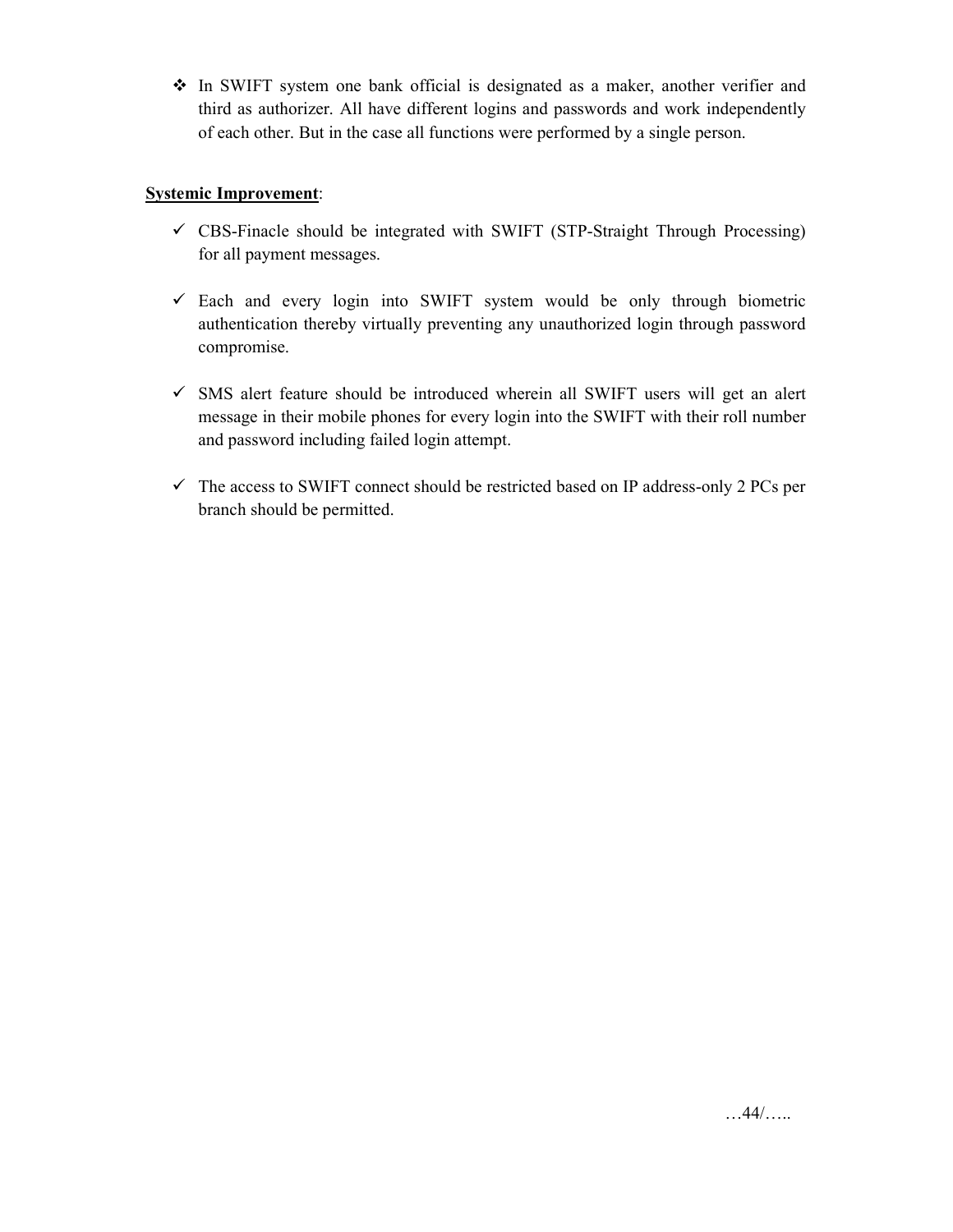- In SWIFT system one bank official is designated as a maker, another verifier and third as authorizer. All have different logins and passwords and work independently of each other. But in the case all functions were performed by a single person.

**Systemic Improvement**:

- ✓ CBS-Finacle should be integrated with SWIFT (STP-Straight Through Processing) for all payment messages.

- ✓ Each and every login into SWIFT system would be only through biometric authentication thereby virtually preventing any unauthorized login through password compromise.

- ✓ SMS alert feature should be introduced wherein all SWIFT users will get an alert message in their mobile phones for every login into the SWIFT with their roll number and password including failed login attempt.

- ✓ The access to SWIFT connect should be restricted based on IP address-only 2 PCs per branch should be permitted.

…44/…..